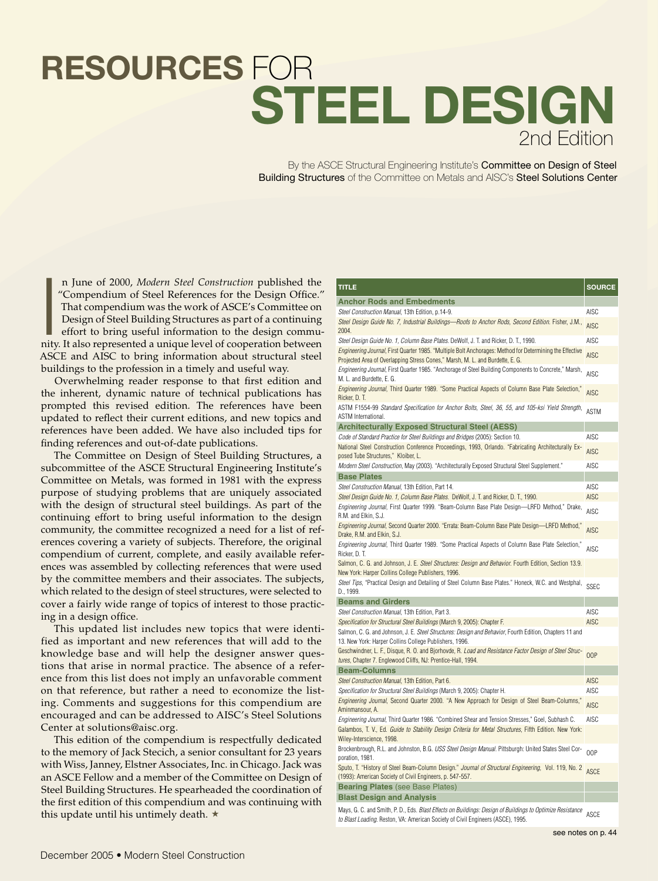# RESOURCES FOR STEEL DESIGN

2nd Edition

By the ASCE Structural Engineering Institute's Committee on Design of Steel Building Structures of the Committee on Metals and AISC's Steel Solutions Center

In June of 2000, *Modern Steel Construction* published the "Compendium of Steel References for the Design Office." That compendium was the work of ASCE's Committee on Design of Steel Building Structures as part of a continuing effort to bring useful information to the design community. It also represented a unique level of cooperation between ASCE and AISC to bring information about structural steel buildings to the profession in a timely and useful way.

Overwhelming reader response to that first edition and the inherent, dynamic nature of technical publications has prompted this revised edition. The references have been updated to reflect their current editions, and new topics and references have been added. We have also included tips for finding references and out-of-date publications.

The Committee on Design of Steel Building Structures, a subcommittee of the ASCE Structural Engineering Institute's Committee on Metals, was formed in 1981 with the express purpose of studying problems that are uniquely associated with the design of structural steel buildings. As part of the continuing effort to bring useful information to the design community, the committee recognized a need for a list of references covering a variety of subjects. Therefore, the original compendium of current, complete, and easily available references was assembled by collecting references that were used by the committee members and their associates. The subjects, which related to the design of steel structures, were selected to cover a fairly wide range of topics of interest to those practicing in a design office.

This updated list includes new topics that were identified as important and new references that will add to the knowledge base and will help the designer answer questions that arise in normal practice. The absence of a reference from this list does not imply an unfavorable comment on that reference, but rather a need to economize the listing. Comments and suggestions for this compendium are encouraged and can be addressed to AISC's Steel Solutions Center at solutions@aisc.org.

This edition of the compendium is respectfully dedicated to the memory of Jack Stecich, a senior consultant for 23 years with Wiss, Janney, Elstner Associates, Inc. in Chicago. Jack was an ASCE Fellow and a member of the Committee on Design of Steel Building Structures. He spearheaded the coordination of the first edition of this compendium and was continuing with this update until his untimely death. ★

| TITLE | SOURCE |
|---|---|
| **Anchor Rods and Embedments** | |
| *Steel Construction Manual*, 13th Edition, p.14-9. | AISC |
| *Steel Design Guide No. 7, Industrial Buildings—Roofs to Anchor Rods, Second Edition.* Fisher, J.M., 2004. | AISC |
| *Steel Design Guide No. 1, Column Base Plates.* DeWolf, J. T. and Ricker, D. T., 1990. | AISC |
| *Engineering Journal*, First Quarter 1985. "Multiple Bolt Anchorages: Method for Determining the Effective Projected Area of Overlapping Stress Cones," Marsh, M. L. and Burdette, E. G. | AISC |
| *Engineering Journal*, First Quarter 1985. "Anchorage of Steel Building Components to Concrete," Marsh, M. L. and Burdette, E. G. | AISC |
| *Engineering Journal*, Third Quarter 1989. "Some Practical Aspects of Column Base Plate Selection," Ricker, D. T. | AISC |
| ASTM F1554-99 *Standard Specification for Anchor Bolts, Steel, 36, 55, and 105-ksi Yield Strength*, ASTM International. | ASTM |
| **Architecturally Exposed Structural Steel (AESS)** | |
| *Code of Standard Practice for Steel Buildings and Bridges* (2005): Section 10. | AISC |
| National Steel Construction Conference Proceedings, 1993, Orlando. "Fabricating Architecturally Exposed Tube Structures," Kloiber, L. | AISC |
| *Modern Steel Construction*, May (2003). "Architecturally Exposed Structural Steel Supplement." | AISC |
| **Base Plates** | |
| *Steel Construction Manual*, 13th Edition, Part 14. | AISC |
| *Steel Design Guide No. 1, Column Base Plates.* DeWolf, J. T. and Ricker, D. T., 1990. | AISC |
| *Engineering Journal*, First Quarter 1999. "Beam-Column Base Plate Design—LRFD Method," Drake, R.M. and Elkin, S.J. | AISC |
| *Engineering Journal*, Second Quarter 2000. "Errata: Beam-Column Base Plate Design—LRFD Method," Drake, R.M. and Elkin, S.J. | AISC |
| *Engineering Journal*, Third Quarter 1989. "Some Practical Aspects of Column Base Plate Selection," Ricker, D. T. | AISC |
| Salmon, C. G. and Johnson, J. E. *Steel Structures: Design and Behavior.* Fourth Edition, Section 13.9. New York: Harper Collins College Publishers, 1996. | |
| *Steel Tips*, "Practical Design and Detailing of Steel Column Base Plates." Honeck, W.C. and Westphal, D., 1999. | SSEC |
| **Beams and Girders** | |
| *Steel Construction Manual*, 13th Edition, Part 3. | AISC |
| *Specification for Structural Steel Buildings* (March 9, 2005): Chapter F. | AISC |
| Salmon, C. G. and Johnson, J. E. *Steel Structures: Design and Behavior*, Fourth Edition, Chapters 11 and 13. New York: Harper Collins College Publishers, 1996. | |
| Geschwindner, L. F., Disque, R. O. and Bjorhovde, R. *Load and Resistance Factor Design of Steel Structures*, Chapter 7. Englewood Cliffs, NJ: Prentice-Hall, 1994. | OOP |
| **Beam-Columns** | |
| *Steel Construction Manual*, 13th Edition, Part 6. | AISC |
| *Specification for Structural Steel Buildings* (March 9, 2005): Chapter H. | AISC |
| *Engineering Journal*, Second Quarter 2000. "A New Approach for Design of Steel Beam-Columns," Aminmansour, A. | AISC |
| *Engineering Journal*, Third Quarter 1986. "Combined Shear and Tension Stresses," Goel, Subhash C. | AISC |
| Galambos, T. V., Ed. *Guide to Stability Design Criteria for Metal Structures*, Fifth Edition. New York: Wiley-Interscience, 1998. | |
| Brockenbrough, R.L. and Johnston, B.G. *USS Steel Design Manual.* Pittsburgh: United States Steel Corporation, 1981. | OOP |
| Sputo, T. "History of Steel Beam-Column Design." *Journal of Structural Engineering*, Vol. 119, No. 2 (1993): American Society of Civil Engineers, p. 547-557. | ASCE |
| **Bearing Plates** (see Base Plates) | |
| **Blast Design and Analysis** | |
| Mays, G. C. and Smith, P. D., Eds. *Blast Effects on Buildings: Design of Buildings to Optimize Resistance to Blast Loading.* Reston, VA: American Society of Civil Engineers (ASCE), 1995. | ASCE |

see notes on p. 44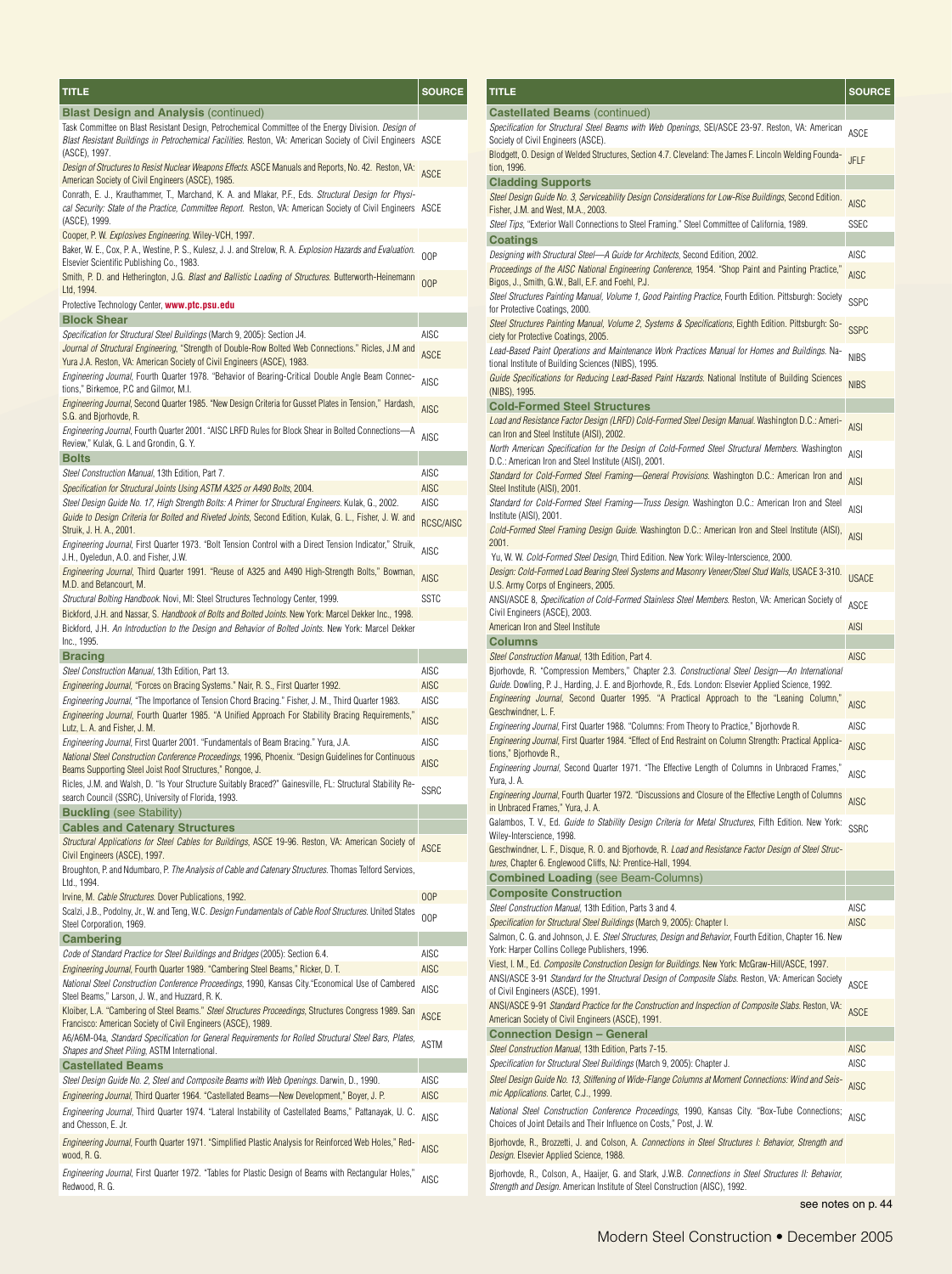| TITLE | SOURCE |
|---|---|
| **Blast Design and Analysis** (continued) | |
| Task Committee on Blast Resistant Design, Petrochemical Committee of the Energy Division. *Design of Blast Resistant Buildings in Petrochemical Facilities.* Reston, VA: American Society of Civil Engineers (ASCE), 1997. | ASCE |
| *Design of Structures to Resist Nuclear Weapons Effects.* ASCE Manuals and Reports, No. 42. Reston, VA: American Society of Civil Engineers (ASCE), 1985. | ASCE |
| Conrath, E. J., Krauthammer, T., Marchand, K. A. and Mlakar, P.F., Eds. *Structural Design for Physical Security: State of the Practice, Committee Report.* Reston, VA: American Society of Civil Engineers (ASCE), 1999. | ASCE |
| Cooper, P. W. *Explosives Engineering.* Wiley-VCH, 1997. | |
| Baker, W. E., Cox, P. A., Westine, P. S., Kulesz, J. J. and Strelow, R. A. *Explosion Hazards and Evaluation.* Elsevier Scientific Publishing Co., 1983. | OOP |
| Smith, P. D. and Hetherington, J.G. *Blast and Ballistic Loading of Structures.* Butterworth-Heinemann Ltd, 1994. | OOP |
| Protective Technology Center, **www.ptc.psu.edu** | |
| **Block Shear** | |
| *Specification for Structural Steel Buildings* (March 9, 2005): Section J4. | AISC |
| *Journal of Structural Engineering,* "Strength of Double-Row Bolted Web Connections." Ricles, J.M and Yura J.A. Reston, VA: American Society of Civil Engineers (ASCE), 1983. | ASCE |
| *Engineering Journal,* Fourth Quarter 1978. "Behavior of Bearing-Critical Double Angle Beam Connections," Birkemoe, P.C and Gilmor, M.I. | AISC |
| *Engineering Journal,* Second Quarter 1985. "New Design Criteria for Gusset Plates in Tension," Hardash, S.G. and Bjorhovde, R. | AISC |
| *Engineering Journal,* Fourth Quarter 2001. "AISC LRFD Rules for Block Shear in Bolted Connections—A Review," Kulak, G. L and Grondin, G. Y. | AISC |
| **Bolts** | |
| *Steel Construction Manual,* 13th Edition, Part 7. | AISC |
| *Specification for Structural Joints Using ASTM A325 or A490 Bolts,* 2004. | AISC |
| *Steel Design Guide No. 17, High Strength Bolts: A Primer for Structural Engineers.* Kulak, G., 2002. | AISC |
| *Guide to Design Criteria for Bolted and Riveted Joints,* Second Edition, Kulak, G. L., Fisher, J. W. and Struik, J. H. A., 2001. | RCSC/AISC |
| *Engineering Journal,* First Quarter 1973. "Bolt Tension Control with a Direct Tension Indicator," Struik, J.H., Oyeledun, A.O. and Fisher, J.W. | AISC |
| *Engineering Journal,* Third Quarter 1991. "Reuse of A325 and A490 High-Strength Bolts," Bowman, M.D. and Betancourt, M. | AISC |
| *Structural Bolting Handbook.* Novi, MI: Steel Structures Technology Center, 1999. | SSTC |
| Bickford, J.H. and Nassar, S. *Handbook of Bolts and Bolted Joints.* New York: Marcel Dekker Inc., 1998. | |
| Bickford, J.H. *An Introduction to the Design and Behavior of Bolted Joints.* New York: Marcel Dekker Inc., 1995. | |
| **Bracing** | |
| *Steel Construction Manual,* 13th Edition, Part 13. | AISC |
| *Engineering Journal,* "Forces on Bracing Systems." Nair, R. S., First Quarter 1992. | AISC |
| *Engineering Journal,* "The Importance of Tension Chord Bracing." Fisher, J. M., Third Quarter 1983. | AISC |
| *Engineering Journal,* Fourth Quarter 1985. "A Unified Approach For Stability Bracing Requirements," Lutz, L. A. and Fisher, J. M. | AISC |
| *Engineering Journal,* First Quarter 2001. "Fundamentals of Beam Bracing." Yura, J.A. | AISC |
| *National Steel Construction Conference Proceedings,* 1996, Phoenix. "Design Guidelines for Continuous Beams Supporting Steel Joist Roof Structures," Rongoe, J. | AISC |
| Ricles, J.M. and Walsh, D. "Is Your Structure Suitably Braced?" Gainesville, FL: Structural Stability Research Council (SSRC), University of Florida, 1993. | SSRC |
| **Buckling** (see Stability) | |
| **Cables and Catenary Structures** | |
| *Structural Applications for Steel Cables for Buildings,* ASCE 19-96. Reston, VA: American Society of Civil Engineers (ASCE), 1997. | ASCE |
| Broughton, P. and Ndumbaro, P. *The Analysis of Cable and Catenary Structures.* Thomas Telford Services, Ltd., 1994. | |
| Irvine, M. *Cable Structures.* Dover Publications, 1992. | OOP |
| Scalzi, J.B., Podolny, Jr., W. and Teng, W.C. *Design Fundamentals of Cable Roof Structures.* United States Steel Corporation, 1969. | OOP |
| **Cambering** | |
| *Code of Standard Practice for Steel Buildings and Bridges* (2005): Section 6.4. | AISC |
| *Engineering Journal,* Fourth Quarter 1989. "Cambering Steel Beams," Ricker, D. T. | AISC |
| *National Steel Construction Conference Proceedings,* 1990, Kansas City."Economical Use of Cambered Steel Beams," Larson, J. W., and Huzzard, R. K. | AISC |
| Kloiber, L.A. "Cambering of Steel Beams." *Steel Structures Proceedings,* Structures Congress 1989. San Francisco: American Society of Civil Engineers (ASCE), 1989. | ASCE |
| *A6/A6M-04a, Standard Specification for General Requirements for Rolled Structural Steel Bars, Plates, Shapes and Sheet Piling,* ASTM International. | ASTM |
| **Castellated Beams** | |
| *Steel Design Guide No. 2, Steel and Composite Beams with Web Openings.* Darwin, D., 1990. | AISC |
| *Engineering Journal,* Third Quarter 1964. "Castellated Beams—New Development," Boyer, J. P. | AISC |
| *Engineering Journal,* Third Quarter 1974. "Lateral Instability of Castellated Beams," Pattanayak, U. C. and Chesson, E. Jr. | AISC |
| *Engineering Journal,* Fourth Quarter 1971. "Simplified Plastic Analysis for Reinforced Web Holes," Redwood, R. G. | AISC |
| *Engineering Journal,* First Quarter 1972. "Tables for Plastic Design of Beams with Rectangular Holes," Redwood, R. G. | AISC |

| TITLE | SOURCE |
|---|---|
| **Castellated Beams** (continued) | |
| *Specification for Structural Steel Beams with Web Openings,* SEI/ASCE 23-97. Reston, VA: American Society of Civil Engineers (ASCE). | ASCE |
| Blodgett, O. Design of Welded Structures, Section 4.7. Cleveland: The James F. Lincoln Welding Foundation, 1996. | JFLF |
| **Cladding Supports** | |
| *Steel Design Guide No. 3, Serviceability Design Considerations for Low-Rise Buildings,* Second Edition. Fisher, J.M. and West, M.A., 2003. | AISC |
| *Steel Tips,* "Exterior Wall Connections to Steel Framing." Steel Committee of California, 1989. | SSEC |
| **Coatings** | |
| *Designing with Structural Steel—A Guide for Architects,* Second Edition, 2002. | AISC |
| *Proceedings of the AISC National Engineering Conference,* 1954. "Shop Paint and Painting Practice," Bigos, J., Smith, G.W., Ball, E.F. and Foehl, P.J. | AISC |
| *Steel Structures Painting Manual, Volume 1, Good Painting Practice,* Fourth Edition. Pittsburgh: Society for Protective Coatings, 2000. | SSPC |
| *Steel Structures Painting Manual, Volume 2, Systems & Specifications,* Eighth Edition. Pittsburgh: Society for Protective Coatings, 2005. | SSPC |
| *Lead-Based Paint Operations and Maintenance Work Practices Manual for Homes and Buildings.* National Institute of Building Sciences (NIBS), 1995. | NIBS |
| *Guide Specifications for Reducing Lead-Based Paint Hazards.* National Institute of Building Sciences (NIBS), 1995. | NIBS |
| **Cold-Formed Steel Structures** | |
| *Load and Resistance Factor Design (LRFD) Cold-Formed Steel Design Manual.* Washington D.C.: American Iron and Steel Institute (AISI), 2002. | AISI |
| *North American Specification for the Design of Cold-Formed Steel Structural Members.* Washington D.C.: American Iron and Steel Institute (AISI), 2001. | AISI |
| *Standard for Cold-Formed Steel Framing—General Provisions.* Washington D.C.: American Iron and Steel Institute (AISI), 2001. | AISI |
| *Standard for Cold-Formed Steel Framing—Truss Design.* Washington D.C.: American Iron and Steel Institute (AISI), 2001. | AISI |
| *Cold-Formed Steel Framing Design Guide.* Washington D.C.: American Iron and Steel Institute (AISI), 2001. | AISI |
| Yu, W. W. *Cold-Formed Steel Design,* Third Edition. New York: Wiley-Interscience, 2000. | |
| *Design: Cold-Formed Load Bearing Steel Systems and Masonry Veneer/Steel Stud Walls,* USACE 3-310. U.S. Army Corps of Engineers, 2005. | USACE |
| ANSI/ASCE 8, *Specification of Cold-Formed Stainless Steel Members.* Reston, VA: American Society of Civil Engineers (ASCE), 2003. | ASCE |
| American Iron and Steel Institute | AISI |
| **Columns** | |
| *Steel Construction Manual,* 13th Edition, Part 4. | AISC |
| Bjorhovde, R. "Compression Members," Chapter 2.3. *Constructional Steel Design—An International Guide.* Dowling, P. J., Harding, J. E. and Bjorhovde, R., Eds. London: Elsevier Applied Science, 1992. | |
| *Engineering Journal,* Second Quarter 1995. "A Practical Approach to the "Leaning Column," Geschwindner, L. F. | AISC |
| *Engineering Journal,* First Quarter 1988. "Columns: From Theory to Practice," Bjorhovde R. | AISC |
| *Engineering Journal,* First Quarter 1984. "Effect of End Restraint on Column Strength: Practical Applications," Bjorhovde R., | AISC |
| *Engineering Journal,* Second Quarter 1971. "The Effective Length of Columns in Unbraced Frames," Yura, J. A. | AISC |
| *Engineering Journal,* Fourth Quarter 1972. "Discussions and Closure of the Effective Length of Columns in Unbraced Frames," Yura, J. A. | AISC |
| Galambos, T. V., Ed. *Guide to Stability Design Criteria for Metal Structures,* Fifth Edition. New York: Wiley-Interscience, 1998. | SSRC |
| Geschwindner, L. F., Disque, R. O. and Bjorhovde, R. *Load and Resistance Factor Design of Steel Structures,* Chapter 6. Englewood Cliffs, NJ: Prentice-Hall, 1994. | |
| **Combined Loading** (see Beam-Columns) | |
| **Composite Construction** | |
| *Steel Construction Manual,* 13th Edition, Parts 3 and 4. | AISC |
| *Specification for Structural Steel Buildings* (March 9, 2005): Chapter I. | AISC |
| Salmon, C. G. and Johnson, J. E. *Steel Structures, Design and Behavior,* Fourth Edition, Chapter 16. New York: Harper Collins College Publishers, 1996. | |
| Viest, I. M., Ed. *Composite Construction Design for Buildings.* New York: McGraw-Hill/ASCE, 1997. | |
| ANSI/ASCE 3-91 *Standard for the Structural Design of Composite Slabs.* Reston, VA: American Society of Civil Engineers (ASCE), 1991. | ASCE |
| ANSI/ASCE 9-91 *Standard Practice for the Construction and Inspection of Composite Slabs.* Reston, VA: American Society of Civil Engineers (ASCE), 1991. | ASCE |
| **Connection Design – General** | |
| *Steel Construction Manual,* 13th Edition, Parts 7-15. | AISC |
| *Specification for Structural Steel Buildings* (March 9, 2005): Chapter J. | AISC |
| *Steel Design Guide No. 13, Stiffening of Wide-Flange Columns at Moment Connections: Wind and Seismic Applications.* Carter, C.J., 1999. | AISC |
| *National Steel Construction Conference Proceedings,* 1990, Kansas City. "Box-Tube Connections; Choices of Joint Details and Their Influence on Costs," Post, J. W. | AISC |
| Bjorhovde, R., Brozzetti, J. and Colson, A. *Connections in Steel Structures I: Behavior, Strength and Design.* Elsevier Applied Science, 1988. | |
| Bjorhovde, R., Colson, A., Haaijer, G. and Stark, J.W.B. *Connections in Steel Structures II: Behavior, Strength and Design.* American Institute of Steel Construction (AISC), 1992. | |

see notes on p. 44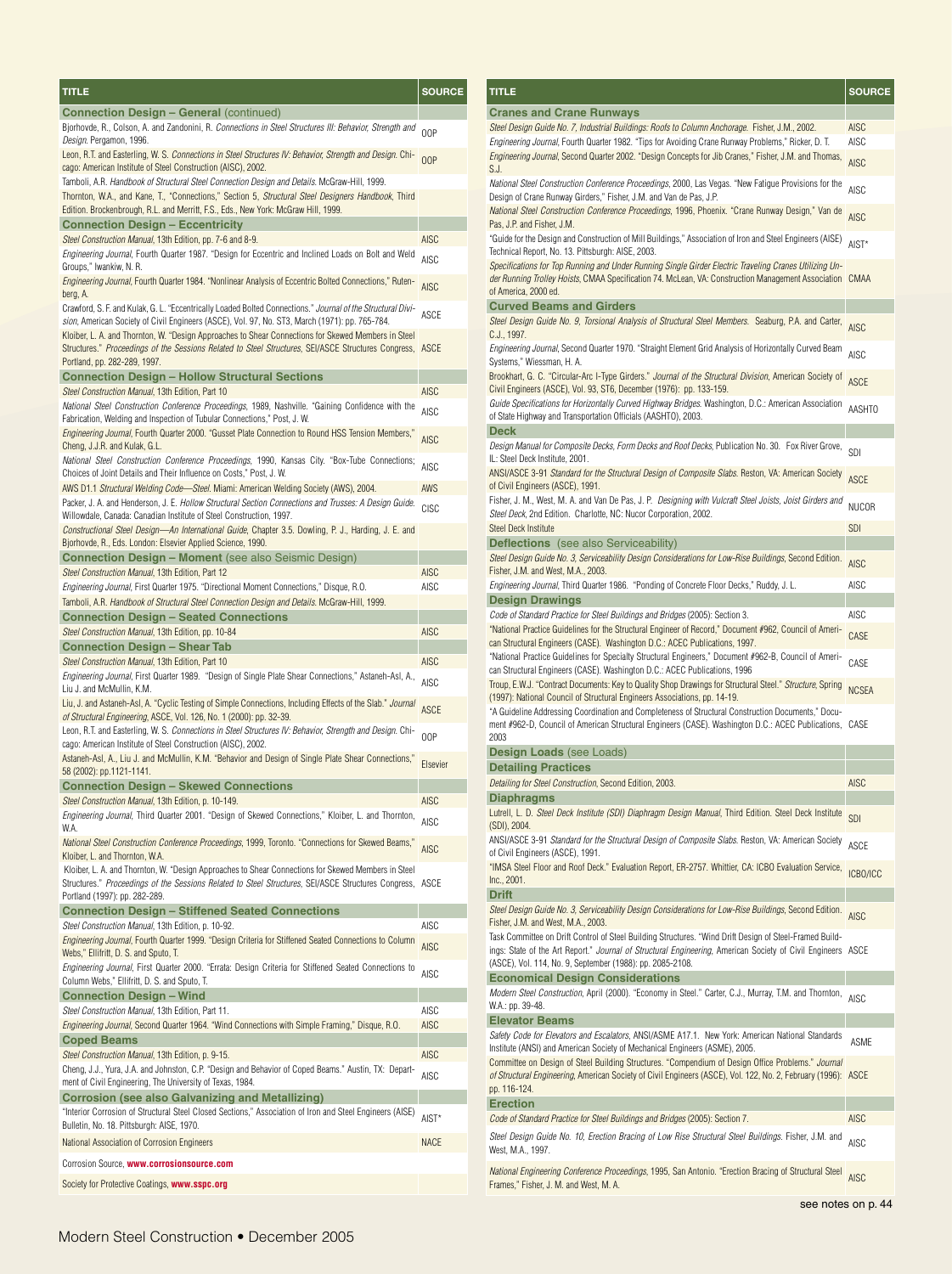| TITLE | SOURCE |
|---|---|
| **Connection Design – General** (continued) | |
| Bjorhovde, R., Colson, A. and Zandonini, R. *Connections in Steel Structures III: Behavior, Strength and Design*. Pergamon, 1996. | OOP |
| Leon, R.T. and Easterling, W. S. *Connections in Steel Structures IV: Behavior, Strength and Design*. Chicago: American Institute of Steel Construction (AISC), 2002. | OOP |
| Tamboli, A.R. *Handbook of Structural Steel Connection Design and Details*. McGraw-Hill, 1999. | |
| Thornton, W.A., and Kane, T., "Connections," Section 5, *Structural Steel Designers Handbook*, Third Edition. Brockenbrough, R.L. and Merritt, F.S., Eds., New York: McGraw Hill, 1999. | |
| **Connection Design – Eccentricity** | |
| *Steel Construction Manual*, 13th Edition, pp. 7-6 and 8-9. | AISC |
| *Engineering Journal*, Fourth Quarter 1987. "Design for Eccentric and Inclined Loads on Bolt and Weld Groups," Iwankiw, N. R. | AISC |
| *Engineering Journal*, Fourth Quarter 1984. "Nonlinear Analysis of Eccentric Bolted Connections," Rutenberg, A. | AISC |
| Crawford, S. F. and Kulak, G. L. "Eccentrically Loaded Bolted Connections." *Journal of the Structural Division*, American Society of Civil Engineers (ASCE), Vol. 97, No. ST3, March (1971): pp. 765-784. | ASCE |
| Kloiber, L. A. and Thornton, W. "Design Approaches to Shear Connections for Skewed Members in Steel Structures." *Proceedings of the Sessions Related to Steel Structures*, SEI/ASCE Structures Congress, Portland, pp. 282-289, 1997. | ASCE |
| **Connection Design – Hollow Structural Sections** | |
| *Steel Construction Manual*, 13th Edition, Part 10 | AISC |
| *National Steel Construction Conference Proceedings*, 1989, Nashville. "Gaining Confidence with the Fabrication, Welding and Inspection of Tubular Connections," Post, J. W. | AISC |
| *Engineering Journal*, Fourth Quarter 2000. "Gusset Plate Connection to Round HSS Tension Members," Cheng, J.J.R. and Kulak, G.L. | AISC |
| *National Steel Construction Conference Proceedings*, 1990, Kansas City. "Box-Tube Connections; Choices of Joint Details and Their Influence on Costs," Post, J. W. | AISC |
| AWS D1.1 *Structural Welding Code—Steel*. Miami: American Welding Society (AWS), 2004. | AWS |
| Packer, J. A. and Henderson, J. E. *Hollow Structural Section Connections and Trusses: A Design Guide*. Willowdale, Canada: Canadian Institute of Steel Construction, 1997. | CISC |
| *Constructional Steel Design—An International Guide*, Chapter 3.5. Dowling, P. J., Harding, J. E. and Bjorhovde, R., Eds. London: Elsevier Applied Science, 1990. | |
| **Connection Design – Moment** (see also Seismic Design) | |
| *Steel Construction Manual*, 13th Edition, Part 12 | AISC |
| *Engineering Journal*, First Quarter 1975. "Directional Moment Connections," Disque, R.O. | AISC |
| Tamboli, A.R. *Handbook of Structural Steel Connection Design and Details*. McGraw-Hill, 1999. | |
| **Connection Design – Seated Connections** | |
| *Steel Construction Manual*, 13th Edition, pp. 10-84 | AISC |
| **Connection Design – Shear Tab** | |
| *Steel Construction Manual*, 13th Edition, Part 10 | AISC |
| *Engineering Journal*, First Quarter 1989. "Design of Single Plate Shear Connections," Astaneh-Asl, A., Liu J. and McMullin, K.M. | AISC |
| Liu, J. and Astaneh-Asl, A. "Cyclic Testing of Simple Connections, Including Effects of the Slab." *Journal of Structural Engineering*, ASCE, Vol. 126, No. 1 (2000): pp. 32-39. | ASCE |
| Leon, R.T. and Easterling, W. S. *Connections in Steel Structures IV: Behavior, Strength and Design*. Chicago: American Institute of Steel Construction (AISC), 2002. | OOP |
| Astaneh-Asl, A., Liu J. and McMullin, K.M. "Behavior and Design of Single Plate Shear Connections," 58 (2002): pp.1121-1141. | Elsevier |
| **Connection Design – Skewed Connections** | |
| *Steel Construction Manual*, 13th Edition, p. 10-149. | AISC |
| *Engineering Journal*, Third Quarter 2001. "Design of Skewed Connections," Kloiber, L. and Thornton, W.A. | AISC |
| *National Steel Construction Conference Proceedings*, 1999, Toronto. "Connections for Skewed Beams," Kloiber, L. and Thornton, W.A. | AISC |
| Kloiber, L. A. and Thornton, W. "Design Approaches to Shear Connections for Skewed Members in Steel Structures." *Proceedings of the Sessions Related to Steel Structures*, SEI/ASCE Structures Congress, Portland (1997): pp. 282-289. | ASCE |
| **Connection Design – Stiffened Seated Connections** | |
| *Steel Construction Manual*, 13th Edition, p. 10-92. | AISC |
| *Engineering Journal*, Fourth Quarter 1999. "Design Criteria for Stiffened Seated Connections to Column Webs," Ellifritt, D. S. and Sputo, T. | AISC |
| *Engineering Journal*, First Quarter 2000. "Errata: Design Criteria for Stiffened Seated Connections to Column Webs," Ellifritt, D. S. and Sputo, T. | AISC |
| **Connection Design – Wind** | |
| *Steel Construction Manual*, 13th Edition, Part 11. | AISC |
| *Engineering Journal*, Second Quarter 1964. "Wind Connections with Simple Framing," Disque, R.O. | AISC |
| **Coped Beams** | |
| *Steel Construction Manual*, 13th Edition, p. 9-15. | AISC |
| Cheng, J.J., Yura, J.A. and Johnston, C.P. "Design and Behavior of Coped Beams." Austin, TX: Department of Civil Engineering, The University of Texas, 1984. | AISC |
| **Corrosion (see also Galvanizing and Metallizing)** | |
| "Interior Corrosion of Structural Steel Closed Sections," Association of Iron and Steel Engineers (AISE) Bulletin, No. 18. Pittsburgh: AISE, 1970. | AIST* |
| National Association of Corrosion Engineers | NACE |
| Corrosion Source, **www.corrosionsource.com** | |
| Society for Protective Coatings, **www.sspc.org** | |
| **Cranes and Crane Runways** | |
| *Steel Design Guide No. 7, Industrial Buildings: Roofs to Column Anchorage*. Fisher, J.M., 2002. | AISC |
| *Engineering Journal*, Fourth Quarter 1982. "Tips for Avoiding Crane Runway Problems," Ricker, D. T. | AISC |
| *Engineering Journal*, Second Quarter 2002. "Design Concepts for Jib Cranes," Fisher, J.M. and Thomas, S.J. | AISC |
| *National Steel Construction Conference Proceedings*, 2000, Las Vegas. "New Fatigue Provisions for the Design of Crane Runway Girders," Fisher, J.M. and Van de Pas, J.P. | AISC |
| *National Steel Construction Conference Proceedings*, 1996, Phoenix. "Crane Runway Design," Van de Pas, J.P. and Fisher, J.M. | AISC |
| "Guide for the Design and Construction of Mill Buildings," Association of Iron and Steel Engineers (AISE) Technical Report, No. 13. Pittsburgh: AISE, 2003. | AIST* |
| *Specifications for Top Running and Under Running Single Girder Electric Traveling Cranes Utilizing Under Running Trolley Hoists*, CMAA Specification 74. McLean, VA: Construction Management Association of America, 2000 ed. | CMAA |
| **Curved Beams and Girders** | |
| *Steel Design Guide No. 9, Torsional Analysis of Structural Steel Members*. Seaburg, P.A. and Carter, C.J., 1997. | AISC |
| *Engineering Journal*, Second Quarter 1970. "Straight Element Grid Analysis of Horizontally Curved Beam Systems," Wiessman, H. A. | AISC |
| Brookhart, G. C. "Circular-Arc I-Type Girders." *Journal of the Structural Division*, American Society of Civil Engineers (ASCE), Vol. 93, ST6, December (1976): pp. 133-159. | ASCE |
| *Guide Specifications for Horizontally Curved Highway Bridges*. Washington, D.C.: American Association of State Highway and Transportation Officials (AASHTO), 2003. | AASHTO |
| **Deck** | |
| *Design Manual for Composite Decks, Form Decks and Roof Decks*, Publication No. 30. Fox River Grove, IL: Steel Deck Institute, 2001. | SDI |
| ANSI/ASCE 3-91 *Standard for the Structural Design of Composite Slabs*. Reston, VA: American Society of Civil Engineers (ASCE), 1991. | ASCE |
| Fisher, J. M., West, M. A. and Van de Pas, J. P. *Designing with Vulcraft Steel Joists, Joist Girders and Steel Deck*, 2nd Edition. Charlotte, NC: Nucor Corporation, 2002. | NUCOR |
| Steel Deck Institute | SDI |
| **Deflections** (see also Serviceability) | |
| *Steel Design Guide No. 3, Serviceability Design Considerations for Low-Rise Buildings*, Second Edition. Fisher, J.M. and West, M.A., 2003. | AISC |
| *Engineering Journal*, Third Quarter 1986. "Ponding of Concrete Floor Decks," Ruddy, J. L. | AISC |
| **Design Drawings** | |
| *Code of Standard Practice for Steel Buildings and Bridges* (2005): Section 3. | AISC |
| "National Practice Guidelines for the Structural Engineer of Record," Document #962, Council of American Structural Engineers (CASE). Washington D.C.: ACEC Publications, 1997. | CASE |
| "National Practice Guidelines for Specialty Structural Engineers," Document #962-B, Council of American Structural Engineers (CASE). Washington D.C.: ACEC Publications, 1996 | CASE |
| Troup, E.W.J. "Contract Documents: Key to Quality Shop Drawings for Structural Steel." *Structure*, Spring (1997): National Council of Structural Engineers Associations, pp. 14-19. | NCSEA |
| "A Guideline Addressing Coordination and Completeness of Structural Construction Documents," Document #962-D, Council of American Structural Engineers (CASE). Washington D.C.: ACEC Publications, 2003 | CASE |
| **Design Loads** (see Loads) | |
| **Detailing Practices** | |
| *Detailing for Steel Construction*, Second Edition, 2003. | AISC |
| **Diaphragms** | |
| Lutrell, L. D. *Steel Deck Institute (SDI) Diaphragm Design Manual*, Third Edition. Steel Deck Institute (SDI), 2004. | SDI |
| ANSI/ASCE 3-91 *Standard for the Structural Design of Composite Slabs*. Reston, VA: American Society of Civil Engineers (ASCE), 1991. | ASCE |
| "IMSA Steel Floor and Roof Deck." Evaluation Report, ER-2757. Whittier, CA: ICBO Evaluation Service, Inc., 2001. | ICBO/ICC |
| **Drift** | |
| *Steel Design Guide No. 3, Serviceability Design Considerations for Low-Rise Buildings*, Second Edition. Fisher, J.M. and West, M.A., 2003. | AISC |
| Task Committee on Drift Control of Steel Building Structures. "Wind Drift Design of Steel-Framed Buildings: State of the Art Report." *Journal of Structural Engineering*, American Society of Civil Engineers (ASCE), Vol. 114, No. 9, September (1988): pp. 2085-2108. | ASCE |
| **Economical Design Considerations** | |
| *Modern Steel Construction*, April (2000). "Economy in Steel." Carter, C.J., Murray, T.M. and Thornton, W.A.: pp. 39-48. | AISC |
| **Elevator Beams** | |
| *Safety Code for Elevators and Escalators*, ANSI/ASME A17.1. New York: American National Standards Institute (ANSI) and American Society of Mechanical Engineers (ASME), 2005. | ASME |
| Committee on Design of Steel Building Structures. "Compendium of Design Office Problems." *Journal of Structural Engineering*, American Society of Civil Engineers (ASCE), Vol. 122, No. 2, February (1996): pp. 116-124. | ASCE |
| **Erection** | |
| *Code of Standard Practice for Steel Buildings and Bridges* (2005): Section 7. | AISC |
| *Steel Design Guide No. 10, Erection Bracing of Low Rise Structural Steel Buildings*. Fisher, J.M. and West, M.A., 1997. | AISC |
| *National Engineering Conference Proceedings*, 1995, San Antonio. "Erection Bracing of Structural Steel Frames," Fisher, J. M. and West, M. A. | AISC |

see notes on p. 44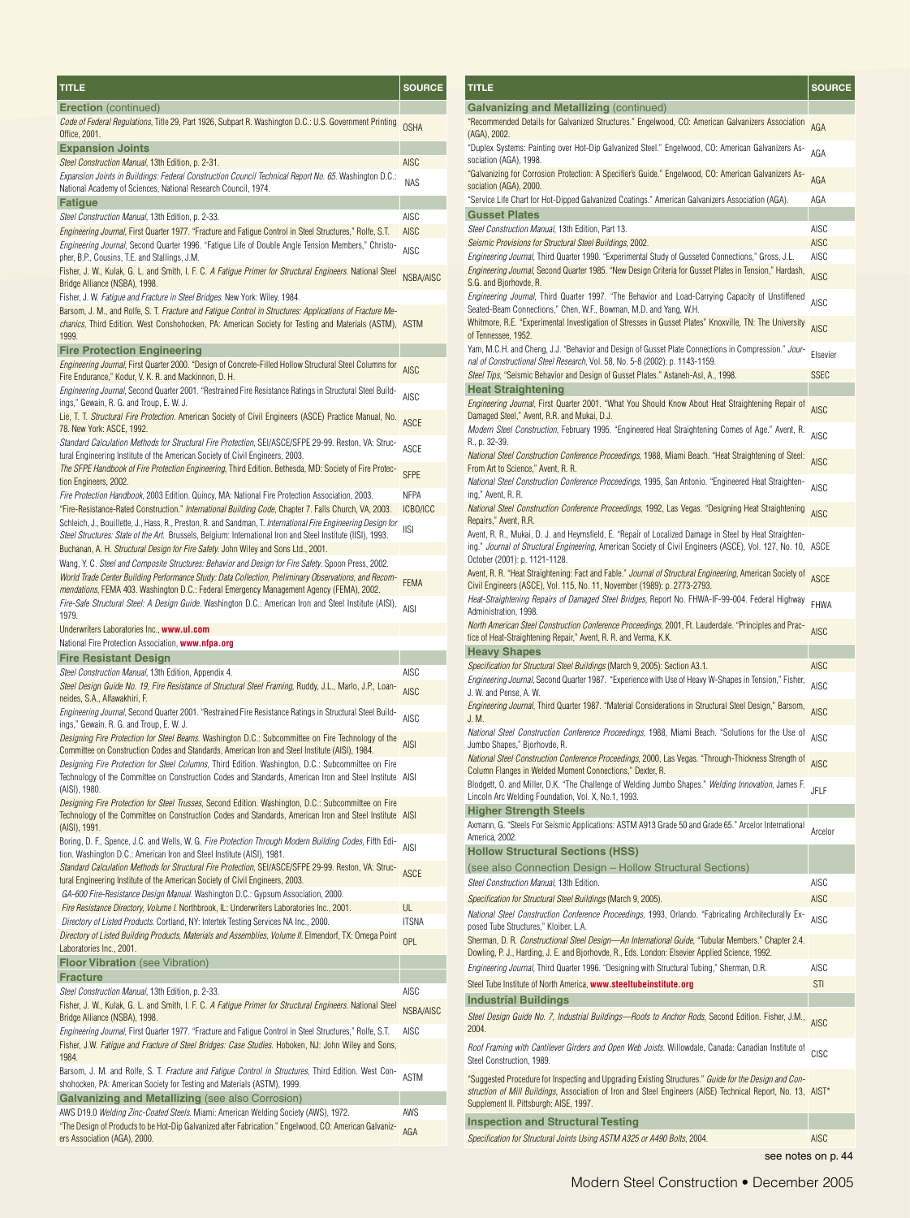| TITLE | SOURCE |
|---|---|
| **Erection** (continued) | |
| *Code of Federal Regulations*, Title 29, Part 1926, Subpart R. Washington D.C.: U.S. Government Printing Office, 2001. | OSHA |
| **Expansion Joints** | |
| *Steel Construction Manual*, 13th Edition, p. 2-31. | AISC |
| *Expansion Joints in Buildings: Federal Construction Council Technical Report No. 65.* Washington D.C.: National Academy of Sciences, National Research Council, 1974. | NAS |
| **Fatigue** | |
| *Steel Construction Manual*, 13th Edition, p. 2-33. | AISC |
| *Engineering Journal*, First Quarter 1977. "Fracture and Fatigue Control in Steel Structures," Rolfe, S.T. | AISC |
| *Engineering Journal*, Second Quarter 1996. "Fatigue Life of Double Angle Tension Members," Christopher, B.P., Cousins, T.E. and Stallings, J.M. | AISC |
| Fisher, J. W., Kulak, G. L. and Smith, I. F. C. *A Fatigue Primer for Structural Engineers.* National Steel Bridge Alliance (NSBA), 1998. | NSBA/AISC |
| Fisher, J. W. *Fatigue and Fracture in Steel Bridges.* New York: Wiley, 1984. | |
| Barsom, J. M., and Rolfe, S. T. *Fracture and Fatigue Control in Structures: Applications of Fracture Mechanics*, Third Edition. West Conshohocken, PA: American Society for Testing and Materials (ASTM), 1999. | ASTM |
| **Fire Protection Engineering** | |
| *Engineering Journal*, First Quarter 2000. "Design of Concrete-Filled Hollow Structural Steel Columns for Fire Endurance," Kodur, V. K. R. and Mackinnon, D. H. | AISC |
| *Engineering Journal*, Second Quarter 2001. "Restrained Fire Resistance Ratings in Structural Steel Buildings," Gewain, R. G. and Troup, E. W. J. | AISC |
| Lie, T. T. *Structural Fire Protection.* American Society of Civil Engineers (ASCE) Practice Manual, No. 78. New York: ASCE, 1992. | ASCE |
| *Standard Calculation Methods for Structural Fire Protection*, SEI/ASCE/SFPE 29-99. Reston, VA: Structural Engineering Institute of the American Society of Civil Engineers, 2003. | ASCE |
| *The SFPE Handbook of Fire Protection Engineering*, Third Edition. Bethesda, MD: Society of Fire Protection Engineers, 2002. | SFPE |
| *Fire Protection Handbook*, 2003 Edition. Quincy, MA: National Fire Protection Association, 2003. | NFPA |
| "Fire-Resistance-Rated Construction." *International Building Code*, Chapter 7. Falls Church, VA, 2003. | ICBO/ICC |
| Schleich, J., Bouillette, J., Hass, R., Preston, R. and Sandman, T. *International Fire Engineering Design for Steel Structures: State of the Art.* Brussels, Belgium: International Iron and Steel Institute (IISI), 1993. | IISI |
| Buchanan, A. H. *Structural Design for Fire Safety.* John Wiley and Sons Ltd., 2001. | |
| Wang, Y. C. *Steel and Composite Structures: Behavior and Design for Fire Safety.* Spoon Press, 2002. | |
| *World Trade Center Building Performance Study: Data Collection, Preliminary Observations, and Recommendations*, FEMA 403. Washington D.C.: Federal Emergency Management Agency (FEMA), 2002. | FEMA |
| *Fire-Safe Structural Steel: A Design Guide.* Washington D.C.: American Iron and Steel Institute (AISI), 1979. | AISI |
| Underwriters Laboratories Inc., **www.ul.com** | |
| National Fire Protection Association, **www.nfpa.org** | |
| **Fire Resistant Design** | |
| *Steel Construction Manual*, 13th Edition, Appendix 4. | AISC |
| *Steel Design Guide No. 19, Fire Resistance of Structural Steel Framing*, Ruddy, J.L., Marlo, J.P., Loaneides, S.A., Alfawakhiri, F. | AISC |
| *Engineering Journal*, Second Quarter 2001. "Restrained Fire Resistance Ratings in Structural Steel Buildings," Gewain, R. G. and Troup, E. W. J. | AISC |
| *Designing Fire Protection for Steel Beams.* Washington D.C.: Subcommittee on Fire Technology of the Committee on Construction Codes and Standards, American Iron and Steel Institute (AISI), 1984. | AISI |
| *Designing Fire Protection for Steel Columns*, Third Edition. Washington, D.C.: Subcommittee on Fire Technology of the Committee on Construction Codes and Standards, American Iron and Steel Institute (AISI), 1980. | AISI |
| *Designing Fire Protection for Steel Trusses*, Second Edition. Washington, D.C.: Subcommittee on Fire Technology of the Committee on Construction Codes and Standards, American Iron and Steel Institute (AISI), 1991. | AISI |
| Boring, D. F., Spence, J.C. and Wells, W. G. *Fire Protection Through Modern Building Codes*, Fifth Edition. Washington D.C.: American Iron and Steel Institute (AISI), 1981. | AISI |
| *Standard Calculation Methods for Structural Fire Protection*, SEI/ASCE/SFPE 29-99. Reston, VA: Structural Engineering Institute of the American Society of Civil Engineers, 2003. | ASCE |
| *GA-600 Fire-Resistance Design Manual.* Washington D.C.: Gypsum Association, 2000. | |
| *Fire Resistance Directory, Volume I.* Northbrook, IL: Underwriters Laboratories Inc., 2001. | UL |
| *Directory of Listed Products.* Cortland, NY: Intertek Testing Services NA Inc., 2000. | ITSNA |
| *Directory of Listed Building Products, Materials and Assemblies, Volume II.* Elmendorf, TX: Omega Point Laboratories Inc., 2001. | OPL |
| **Floor Vibration** (see Vibration) | |
| **Fracture** | |
| *Steel Construction Manual*, 13th Edition, p. 2-33. | AISC |
| Fisher, J. W., Kulak, G. L. and Smith, I. F. C. *A Fatigue Primer for Structural Engineers.* National Steel Bridge Alliance (NSBA), 1998. | NSBA/AISC |
| *Engineering Journal*, First Quarter 1977. "Fracture and Fatigue Control in Steel Structures," Rolfe, S.T. | AISC |
| Fisher, J.W. *Fatigue and Fracture of Steel Bridges: Case Studies.* Hoboken, NJ: John Wiley and Sons, 1984. | |
| Barsom, J. M. and Rolfe, S. T. *Fracture and Fatigue Control in Structures*, Third Edition. West Conshohocken, PA: American Society for Testing and Materials (ASTM), 1999. | ASTM |
| **Galvanizing and Metallizing** (see also Corrosion) | |
| AWS D19.0 *Welding Zinc-Coated Steels.* Miami: American Welding Society (AWS), 1972. | AWS |
| "The Design of Products to be Hot-Dip Galvanized after Fabrication." Englewood, CO: American Galvanizers Association (AGA), 2000. | AGA |
| **Galvanizing and Metallizing** (continued) | |
| "Recommended Details for Galvanized Structures." Englewood, CO: American Galvanizers Association (AGA), 2002. | AGA |
| "Duplex Systems: Painting over Hot-Dip Galvanized Steel." Englewood, CO: American Galvanizers Association (AGA), 1998. | AGA |
| "Galvanizing for Corrosion Protection: A Specifier's Guide." Englewood, CO: American Galvanizers Association (AGA), 2000. | AGA |
| "Service Life Chart for Hot-Dipped Galvanized Coatings." American Galvanizers Association (AGA). | AGA |
| **Gusset Plates** | |
| *Steel Construction Manual*, 13th Edition, Part 13. | AISC |
| *Seismic Provisions for Structural Steel Buildings*, 2002. | AISC |
| *Engineering Journal*, Third Quarter 1990. "Experimental Study of Gusseted Connections," Gross, J.L. | AISC |
| *Engineering Journal*, Second Quarter 1985. "New Design Criteria for Gusset Plates in Tension," Hardash, S.G. and Bjorhovde, R. | AISC |
| *Engineering Journal*, Third Quarter 1997. "The Behavior and Load-Carrying Capacity of Unstiffened Seated-Beam Connections," Chen, W.F., Bowman, M.D. and Yang, W.H. | AISC |
| Whitmore, R.E. "Experimental Investigation of Stresses in Gusset Plates" Knoxville, TN: The University of Tennessee, 1952. | AISC |
| Yam, M.C.H. and Cheng, J.J. "Behavior and Design of Gusset Plate Connections in Compression." *Journal of Constructional Steel Research*, Vol. 58, No. 5-8 (2002): p. 1143-1159. | Elsevier |
| *Steel Tips*, "Seismic Behavior and Design of Gusset Plates." Astaneh-Asl, A., 1998. | SSEC |
| **Heat Straightening** | |
| *Engineering Journal*, First Quarter 2001. "What You Should Know About Heat Straightening Repair of Damaged Steel," Avent, R.R. and Mukai, D.J. | AISC |
| *Modern Steel Construction*, February 1995. "Engineered Heat Straightening Comes of Age." Avent, R. R., p. 32-39. | AISC |
| *National Steel Construction Conference Proceedings*, 1988, Miami Beach. "Heat Straightening of Steel: From Art to Science," Avent, R. R. | AISC |
| *National Steel Construction Conference Proceedings*, 1995, San Antonio. "Engineered Heat Straightening," Avent, R. R. | AISC |
| *National Steel Construction Conference Proceedings*, 1992, Las Vegas. "Designing Heat Straightening Repairs," Avent, R.R. | AISC |
| Avent, R. R., Mukai, D. J. and Heymsfield, E. "Repair of Localized Damage in Steel by Heat Straightening." *Journal of Structural Engineering*, American Society of Civil Engineers (ASCE), Vol. 127, No. 10, October (2001): p. 1121-1128. | ASCE |
| Avent, R. R. "Heat Straightening: Fact and Fable." *Journal of Structural Engineering*, American Society of Civil Engineers (ASCE), Vol. 115, No. 11, November (1989): p. 2773-2793. | ASCE |
| *Heat-Straightening Repairs of Damaged Steel Bridges*, Report No. FHWA-IF-99-004. Federal Highway Administration, 1998. | FHWA |
| *North American Steel Construction Conference Proceedings*, 2001, Ft. Lauderdale. "Principles and Practice of Heat-Straightening Repair," Avent, R. R. and Verma, K.K. | AISC |
| **Heavy Shapes** | |
| *Specification for Structural Steel Buildings* (March 9, 2005): Section A3.1. | AISC |
| *Engineering Journal*, Second Quarter 1987. "Experience with Use of Heavy W-Shapes in Tension," Fisher, J. W. and Pense, A. W. | AISC |
| *Engineering Journal*, Third Quarter 1987. "Material Considerations in Structural Steel Design," Barsom, J. M. | AISC |
| *National Steel Construction Conference Proceedings*, 1988, Miami Beach. "Solutions for the Use of Jumbo Shapes," Bjorhovde, R. | AISC |
| *National Steel Construction Conference Proceedings*, 2000, Las Vegas. "Through-Thickness Strength of Column Flanges in Welded Moment Connections," Dexter, R. | AISC |
| Blodgett, O. and Miller, D.K. "The Challenge of Welding Jumbo Shapes." *Welding Innovation*, James F. Lincoln Arc Welding Foundation, Vol. X, No.1, 1993. | JFLF |
| **Higher Strength Steels** | |
| Axmann, G. "Steels For Seismic Applications: ASTM A913 Grade 50 and Grade 65." Arcelor International America, 2002. | Arcelor |
| **Hollow Structural Sections (HSS)** | |
| (see also Connection Design – Hollow Structural Sections) | |
| *Steel Construction Manual*, 13th Edition. | AISC |
| *Specification for Structural Steel Buildings* (March 9, 2005). | AISC |
| *National Steel Construction Conference Proceedings*, 1993, Orlando. "Fabricating Architecturally Exposed Tube Structures," Kloiber, L.A. | AISC |
| Sherman, D. R. *Constructional Steel Design—An International Guide*, "Tubular Members." Chapter 2.4. Dowling, P. J., Harding, J. E. and Bjorhovde, R., Eds. London: Elsevier Applied Science, 1992. | |
| *Engineering Journal*, Third Quarter 1996. "Designing with Structural Tubing," Sherman, D.R. | AISC |
| Steel Tube Institute of North America, **www.steeltubeinstitute.org** | STI |
| **Industrial Buildings** | |
| *Steel Design Guide No. 7, Industrial Buildings—Roofs to Anchor Rods*, Second Edition. Fisher, J.M., 2004. | AISC |
| *Roof Framing with Cantilever Girders and Open Web Joists.* Willowdale, Canada: Canadian Institute of Steel Construction, 1989. | CISC |
| "Suggested Procedure for Inspecting and Upgrading Existing Structures." *Guide for the Design and Construction of Mill Buildings*, Association of Iron and Steel Engineers (AISE) Technical Report, No. 13, Supplement II. Pittsburgh: AISE, 1997. | AIST* |
| **Inspection and Structural Testing** | |
| *Specification for Structural Joints Using ASTM A325 or A490 Bolts*, 2004. | AISC |

see notes on p. 44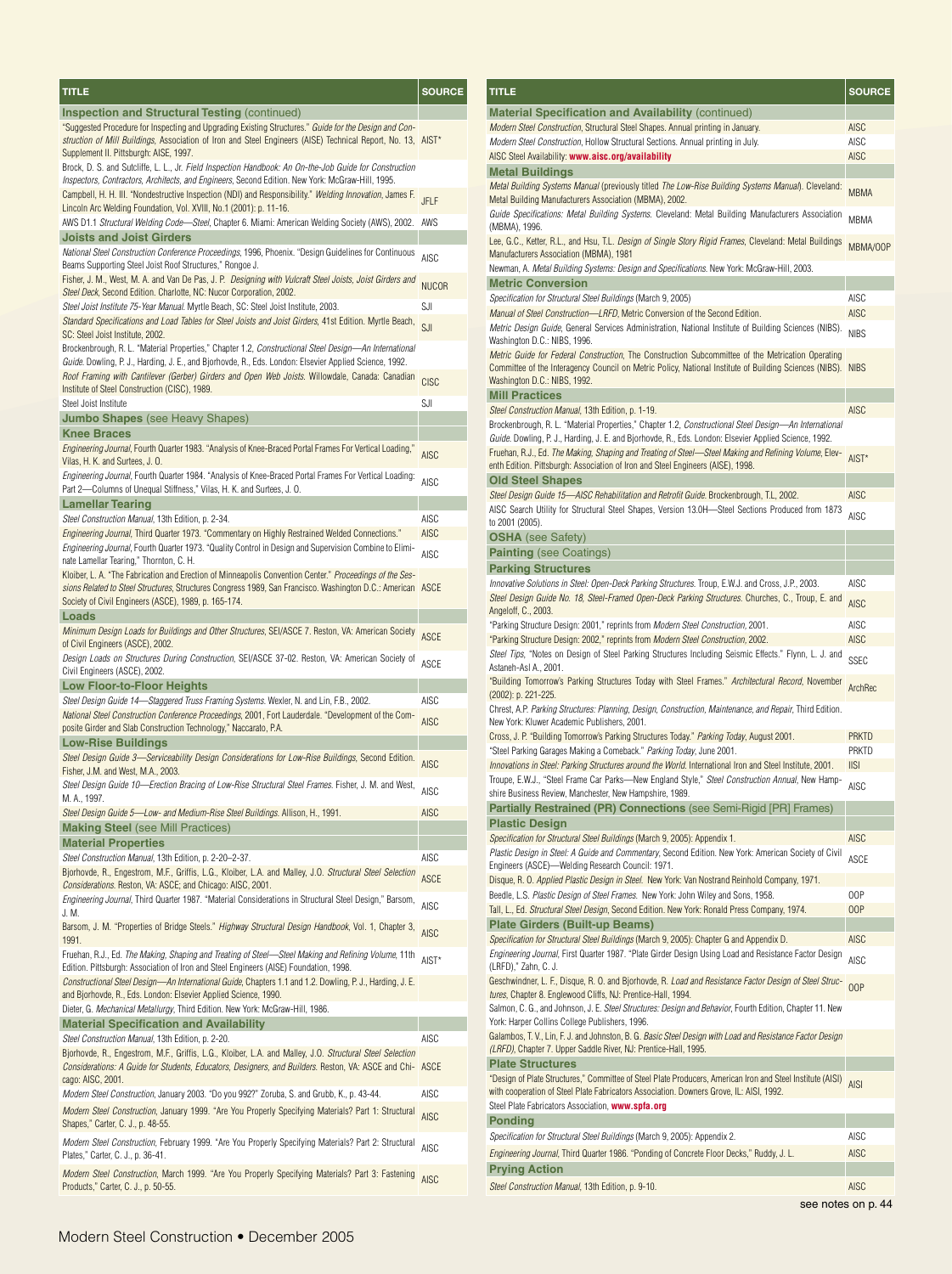| TITLE | SOURCE |
|---|---|
| **Inspection and Structural Testing** (continued) | |
| "Suggested Procedure for Inspecting and Upgrading Existing Structures." *Guide for the Design and Construction of Mill Buildings*, Association of Iron and Steel Engineers (AISE) Technical Report, No. 13, Supplement II. Pittsburgh: AISE, 1997. | AIST* |
| Brock, D. S. and Sutcliffe, L. L., Jr. *Field Inspection Handbook: An On-the-Job Guide for Construction Inspectors, Contractors, Architects, and Engineers*, Second Edition. New York: McGraw-Hill, 1995. | |
| Campbell, H. H. III. "Nondestructive Inspection (NDI) and Responsibility." *Welding Innovation*, James F. Lincoln Arc Welding Foundation, Vol. XVIII, No.1 (2001): p. 11-16. | JFLF |
| AWS D1.1 *Structural Welding Code—Steel*, Chapter 6. Miami: American Welding Society (AWS), 2002. | AWS |
| **Joists and Joist Girders** | |
| *National Steel Construction Conference Proceedings*, 1996, Phoenix. "Design Guidelines for Continuous Beams Supporting Steel Joist Roof Structures," Rongoe J. | AISC |
| Fisher, J. M., West, M. A. and Van De Pas, J. P. *Designing with Vulcraft Steel Joists, Joist Girders and Steel Deck*, Second Edition. Charlotte, NC: Nucor Corporation, 2002. | NUCOR |
| *Steel Joist Institute 75-Year Manual*. Myrtle Beach, SC: Steel Joist Institute, 2003. | SJI |
| *Standard Specifications and Load Tables for Steel Joists and Joist Girders*, 41st Edition. Myrtle Beach, SC: Steel Joist Institute, 2002. | SJI |
| Brockenbrough, R. L. "Material Properties," Chapter 1.2, *Constructional Steel Design—An International Guide*. Dowling, P. J., Harding, J. E., and Bjorhovde, R., Eds. London: Elsevier Applied Science, 1992. | |
| *Roof Framing with Cantilever (Gerber) Girders and Open Web Joists*. Willowdale, Canada: Canadian Institute of Steel Construction (CISC), 1989. | CISC |
| Steel Joist Institute | SJI |
| **Jumbo Shapes** (see Heavy Shapes) | |
| **Knee Braces** | |
| *Engineering Journal*, Fourth Quarter 1983. "Analysis of Knee-Braced Portal Frames For Vertical Loading," Vilas, H. K. and Surtees, J. O. | AISC |
| *Engineering Journal*, Fourth Quarter 1984. "Analysis of Knee-Braced Portal Frames For Vertical Loading: Part 2—Columns of Unequal Stiffness," Vilas, H. K. and Surtees, J. O. | AISC |
| **Lamellar Tearing** | |
| *Steel Construction Manual*, 13th Edition, p. 2-34. | AISC |
| *Engineering Journal*, Third Quarter 1973. "Commentary on Highly Restrained Welded Connections." | AISC |
| *Engineering Journal*, Fourth Quarter 1973. "Quality Control in Design and Supervision Combine to Eliminate Lamellar Tearing," Thornton, C. H. | AISC |
| Kloiber, L. A. "The Fabrication and Erection of Minneapolis Convention Center." *Proceedings of the Sessions Related to Steel Structures*, Structures Congress 1989, San Francisco. Washington D.C.: American Society of Civil Engineers (ASCE), 1989, p. 165-174. | ASCE |
| **Loads** | |
| *Minimum Design Loads for Buildings and Other Structures*, SEI/ASCE 7. Reston, VA: American Society of Civil Engineers (ASCE), 2002. | ASCE |
| *Design Loads on Structures During Construction*, SEI/ASCE 37-02. Reston, VA: American Society of Civil Engineers (ASCE), 2002. | ASCE |
| **Low Floor-to-Floor Heights** | |
| *Steel Design Guide 14—Staggered Truss Framing Systems*. Wexler, N. and Lin, F.B., 2002. | AISC |
| *National Steel Construction Conference Proceedings*, 2001, Fort Lauderdale. "Development of the Composite Girder and Slab Construction Technology," Naccarato, P.A. | AISC |
| **Low-Rise Buildings** | |
| *Steel Design Guide 3—Serviceability Design Considerations for Low-Rise Buildings*, Second Edition. Fisher, J.M. and West, M.A., 2003. | AISC |
| *Steel Design Guide 10—Erection Bracing of Low-Rise Structural Steel Frames*. Fisher, J. M. and West, M. A., 1997. | AISC |
| *Steel Design Guide 5—Low- and Medium-Rise Steel Buildings*. Allison, H., 1991. | AISC |
| **Making Steel** (see Mill Practices) | |
| **Material Properties** | |
| *Steel Construction Manual*, 13th Edition, p. 2-20–2-37. | AISC |
| Bjorhovde, R., Engestrom, M.F., Griffis, L.G., Kloiber, L.A. and Malley, J.O. *Structural Steel Selection Considerations*. Reston, VA: ASCE; and Chicago: AISC, 2001. | ASCE |
| *Engineering Journal*, Third Quarter 1987. "Material Considerations in Structural Steel Design," Barsom, J. M. | AISC |
| Barsom, J. M. "Properties of Bridge Steels." *Highway Structural Design Handbook*, Vol. 1, Chapter 3, 1991. | AISC |
| Fruehan, R.J., Ed. *The Making, Shaping and Treating of Steel—Steel Making and Refining Volume*, 11th Edition. Pittsburgh: Association of Iron and Steel Engineers (AISE) Foundation, 1998. | AIST* |
| *Constructional Steel Design—An International Guide*, Chapters 1.1 and 1.2. Dowling, P. J., Harding, J. E. and Bjorhovde, R., Eds. London: Elsevier Applied Science, 1990. | |
| Dieter, G. *Mechanical Metallurgy*, Third Edition. New York: McGraw-Hill, 1986. | |
| **Material Specification and Availability** | |
| *Steel Construction Manual*, 13th Edition, p. 2-20. | AISC |
| Bjorhovde, R., Engestrom, M.F., Griffis, L.G., Kloiber, L.A. and Malley, J.O. *Structural Steel Selection Considerations: A Guide for Students, Educators, Designers, and Builders*. Reston, VA: ASCE and Chicago: AISC, 2001. | ASCE |
| *Modern Steel Construction*, January 2003. "Do you 992?" Zoruba, S. and Grubb, K., p. 43-44. | AISC |
| *Modern Steel Construction*, January 1999. "Are You Properly Specifying Materials? Part 1: Structural Shapes," Carter, C. J., p. 48-55. | AISC |
| *Modern Steel Construction*, February 1999. "Are You Properly Specifying Materials? Part 2: Structural Plates," Carter, C. J., p. 36-41. | AISC |
| *Modern Steel Construction*, March 1999. "Are You Properly Specifying Materials? Part 3: Fastening Products," Carter, C. J., p. 50-55. | AISC |

| TITLE | SOURCE |
|---|---|
| **Material Specification and Availability** (continued) | |
| *Modern Steel Construction*, Structural Steel Shapes. Annual printing in January. | AISC |
| *Modern Steel Construction*, Hollow Structural Sections. Annual printing in July. | AISC |
| AISC Steel Availability: **www.aisc.org/availability** | AISC |
| **Metal Buildings** | |
| *Metal Building Systems Manual* (previously titled *The Low-Rise Building Systems Manual*). Cleveland: Metal Building Manufacturers Association (MBMA), 2002. | MBMA |
| *Guide Specifications: Metal Building Systems*. Cleveland: Metal Building Manufacturers Association (MBMA), 1996. | MBMA |
| Lee, G.C., Ketter, R.L., and Hsu, T.L. *Design of Single Story Rigid Frames*, Cleveland: Metal Buildings Manufacturers Association (MBMA), 1981 | MBMA/OOP |
| Newman, A. *Metal Building Systems: Design and Specifications*. New York: McGraw-Hill, 2003. | |
| **Metric Conversion** | |
| *Specification for Structural Steel Buildings* (March 9, 2005) | AISC |
| *Manual of Steel Construction—LRFD*, Metric Conversion of the Second Edition. | AISC |
| *Metric Design Guide*, General Services Administration, National Institute of Building Sciences (NIBS). Washington D.C.: NIBS, 1996. | NIBS |
| *Metric Guide for Federal Construction*, The Construction Subcommittee of the Metrication Operating Committee of the Interagency Council on Metric Policy, National Institute of Building Sciences (NIBS). Washington D.C.: NIBS, 1992. | NIBS |
| **Mill Practices** | |
| *Steel Construction Manual*, 13th Edition, p. 1-19. | AISC |
| Brockenbrough, R. L. "Material Properties," Chapter 1.2, *Constructional Steel Design—An International Guide*. Dowling, P. J., Harding, J. E. and Bjorhovde, R., Eds. London: Elsevier Applied Science, 1992. | |
| Fruehan, R.J., Ed. *The Making, Shaping and Treating of Steel—Steel Making and Refining Volume*, Eleventh Edition. Pittsburgh: Association of Iron and Steel Engineers (AISE), 1998. | AIST* |
| **Old Steel Shapes** | |
| *Steel Design Guide 15—AISC Rehabilitation and Retrofit Guide*. Brockenbrough, T.L, 2002. | AISC |
| AISC Search Utility for Structural Steel Shapes, Version 13.0H—Steel Sections Produced from 1873 to 2001 (2005). | AISC |
| **OSHA** (see Safety) | |
| **Painting** (see Coatings) | |
| **Parking Structures** | |
| *Innovative Solutions in Steel: Open-Deck Parking Structures*. Troup, E.W.J. and Cross, J.P., 2003. | AISC |
| *Steel Design Guide No. 18, Steel-Framed Open-Deck Parking Structures*. Churches, C., Troup, E. and Angeloff, C., 2003. | AISC |
| "Parking Structure Design: 2001," reprints from *Modern Steel Construction*, 2001. | AISC |
| "Parking Structure Design: 2002," reprints from *Modern Steel Construction*, 2002. | AISC |
| *Steel Tips*, "Notes on Design of Steel Parking Structures Including Seismic Effects." Flynn, L. J. and Astaneh-Asl A., 2001. | SSEC |
| "Building Tomorrow's Parking Structures Today with Steel Frames." *Architectural Record*, November (2002): p. 221-225. | ArchRec |
| Chrest, A.P. *Parking Structures: Planning, Design, Construction, Maintenance, and Repair*, Third Edition. New York: Kluwer Academic Publishers, 2001. | |
| Cross, J. P. "Building Tomorrow's Parking Structures Today." *Parking Today*, August 2001. | PRKTD |
| "Steel Parking Garages Making a Comeback." *Parking Today*, June 2001. | PRKTD |
| *Innovations in Steel: Parking Structures around the World*. International Iron and Steel Institute, 2001. | IISI |
| Troupe, E.W.J., "Steel Frame Car Parks—New England Style," *Steel Construction Annual*, New Hampshire Business Review, Manchester, New Hampshire, 1989. | AISC |
| **Partially Restrained (PR) Connections** (see Semi-Rigid [PR] Frames) | |
| **Plastic Design** | |
| *Specification for Structural Steel Buildings* (March 9, 2005): Appendix 1. | AISC |
| *Plastic Design in Steel: A Guide and Commentary*, Second Edition. New York: American Society of Civil Engineers (ASCE)—Welding Research Council: 1971. | ASCE |
| Disque, R. O. *Applied Plastic Design in Steel*. New York: Van Nostrand Reinhold Company, 1971. | |
| Beedle, L.S. *Plastic Design of Steel Frames*. New York: John Wiley and Sons, 1958. | OOP |
| Tall, L., Ed. *Structural Steel Design*, Second Edition. New York: Ronald Press Company, 1974. | OOP |
| **Plate Girders (Built-up Beams)** | |
| *Specification for Structural Steel Buildings* (March 9, 2005): Chapter G and Appendix D. | AISC |
| *Engineering Journal*, First Quarter 1987. "Plate Girder Design Using Load and Resistance Factor Design (LRFD)," Zahn, C. J. | AISC |
| Geschwindner, L. F., Disque, R. O. and Bjorhovde, R. *Load and Resistance Factor Design of Steel Structures*, Chapter 8. Englewood Cliffs, NJ: Prentice-Hall, 1994. | OOP |
| Salmon, C. G., and Johnson, J. E. *Steel Structures: Design and Behavior*, Fourth Edition, Chapter 11. New York: Harper Collins College Publishers, 1996. | |
| Galambos, T. V., Lin, F. J. and Johnston, B. G. *Basic Steel Design with Load and Resistance Factor Design (LRFD)*, Chapter 7. Upper Saddle River, NJ: Prentice-Hall, 1995. | |
| **Plate Structures** | |
| "Design of Plate Structures," Committee of Steel Plate Producers, American Iron and Steel Institute (AISI) with cooperation of Steel Plate Fabricators Association. Downers Grove, IL: AISI, 1992. | AISI |
| Steel Plate Fabricators Association, **www.spfa.org** | |
| **Ponding** | |
| *Specification for Structural Steel Buildings* (March 9, 2005): Appendix 2. | AISC |
| *Engineering Journal*, Third Quarter 1986. "Ponding of Concrete Floor Decks," Ruddy, J. L. | AISC |
| **Prying Action** | |
| *Steel Construction Manual*, 13th Edition, p. 9-10. | AISC |

see notes on p. 44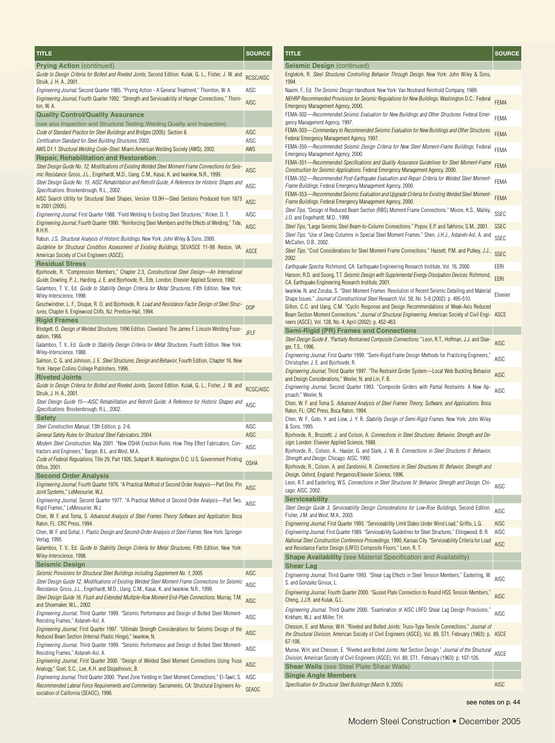| TITLE | SOURCE |
|---|---|
| **Prying Action** (continued) | |
| *Guide to Design Criteria for Bolted and Riveted Joints*, Second Edition. Kulak, G. L., Fisher, J. W. and Struik, J. H. A., 2001. | RCSC/AISC |
| *Engineering Journal*, Second Quarter 1985. "Prying Action - A General Treatment," Thornton, W. A. | AISC |
| *Engineering Journal*, Fourth Quarter 1992. "Strength and Serviceability of Hanger Connections," Thornton, W. A. | AISC |
| **Quality Control/Quality Assurance** (see also Inspection and Structural Testing; Welding Quality and Inspection) | |
| *Code of Standard Practice for Steel Buildings and Bridges* (2005): Section 8. | AISC |
| *Certification Standard for Steel Building Structures*, 2002. | AISC |
| AWS D1.1 *Structural Welding Code–Steel*. Miami:American Welding Society (AWS), 2002. | AWS |
| **Repair, Rehabilitation and Restoration** | |
| *Steel Design Guide No. 12, Modifications of Existing Welded Steel Moment Frame Connections for Seismic Resistance*. Gross, J.L., Engelhardt, M.D., Uang, C.M., Kasai, K. and Iwankiw, N.R., 1999. | AISC |
| *Steel Design Guide No. 15, AISC Rehabilitation and Retrofit Guide, A Reference for Historic Shapes and Specifications*. Brockenbrough, R.L., 2002. | AISC |
| AISC Search Utility for Structural Steel Shapes, Version 13.0H—Steel Sections Produced from 1873 to 2001 (2005). | AISC |
| *Engineering Journal*, First Quarter 1988. "Field Welding to Existing Steel Structures," Ricker, D. T. | AISC |
| *Engineering Journal*, Fourth Quarter 1990. "Reinforcing Steel Members and the Effects of Welding," Tide, R.H.R. | AISC |
| Rabun, J.S. *Structural Analysis of Historic Buildings*. New York: John Wiley & Sons, 2000. | |
| *Guideline for Structural Condition Assessment of Existing Buildings*, SEI/ASCE 11-99. Reston, VA: American Society of Civil Engineers (ASCE). | ASCE |
| **Residual Stress** | |
| Bjorhovde, R. "Compression Members," Chapter 2.3, *Constructional Steel Design—An International Guide*, Dowling, P. J., Harding, J. E. and Bjorhovde, R., Eds. London: Elsevier Applied Science, 1992. | |
| Galambos, T. V., Ed. *Guide to Stability Design Criteria for Metal Structures*, Fifth Edition. New York: Wiley-Interscience, 1998. | |
| Geschwindner, L. F., Disque, R. O. and Bjorhovde, R. *Load and Resistance Factor Design of Steel Structures*, Chapter 6. Englewood Cliffs, NJ: Prentice-Hall, 1994. | OOP |
| **Rigid Frames** | |
| Blodgett, O. *Design of Welded Structures*, 1996 Edition. Cleveland: The James F. Lincoln Welding Foundation, 1966. | JFLF |
| Galambos, T. V., Ed. *Guide to Stability Design Criteria for Metal Structures*, Fourth Edition. New York: Wiley-Interscience, 1988. | |
| Salmon, C. G. and Johnson, J. E. *Steel Structures, Design and Behavior*, Fourth Edition, Chapter 16. New York: Harper Collins College Publishers, 1996. | |
| **Riveted Joints** | |
| *Guide to Design Criteria for Bolted and Riveted Joints*, Second Edition. Kulak, G. L., Fisher, J. W. and Struik, J. H. A., 2001. | RCSC/AISC |
| *Steel Design Guide 15—AISC Rehabilitation and Retrofit Guide: A Reference for Historic Shapes and Specifications*. Brockenbrough, R.L., 2002. | AISC |
| **Safety** | |
| *Steel Construction Manual*, 13th Edition, p. 2-6. | AISC |
| *General Safety Rules for Structural Steel Fabricators*, 2004. | AISC |
| *Modern Steel Construction*, May 2001. "New OSHA Erection Rules: How They Effect Fabricators, Contractors and Engineers," Barger, B.L. and West, M.A. | AISC |
| *Code of Federal Regulations*, Title 29, Part 1926, Subpart R. Washington D.C: U.S. Government Printing Office, 2001. | OSHA |
| **Second Order Analysis** | |
| *Engineering Journal*, Fourth Quarter 1976. "A Practical Method of Second Order Analysis—Part One, Pin Joint Systems," LeMessurier, W.J. | AISC |
| *Engineering Journal*, Second Quarter 1977. "A Practical Method of Second Order Analysis—Part Two, Rigid Frames," LeMessurier, W.J. | AISC |
| Chen, W. F. and Toma, S. *Advanced Analysis of Steel Frames Theory Software and Application*. Boca Raton, FL: CRC Press, 1994. | |
| Chen, W. F. and Sohal, I. *Plastic Design and Second-Order Analysis of Steel Frames*. New York: Springer Verlag, 1995. | |
| Galambos, T. V., Ed. *Guide to Stability Design Criteria for Metal Structures*, Fifth Edition. New York: Wiley-Interscience, 1998. | |
| **Seismic Design** | |
| *Seismic Provisions for Structural Steel Buildings including Supplement No. 1*, 2005 | AISC |
| *Steel Design Guide 12, Modifications of Existing Welded Steel Moment Frame Connections for Seismic Resistance*. Gross, J.L., Engelhardt, M.D., Uang, C.M., Kasai, K. and Iwankiw, N.R., 1999. | AISC |
| *Steel Design Guide 16, Flush and Extended Multiple-Row Moment End-Plate Connections*. Murray, T.M. and Shoemaker, W.L., 2002. | AISC |
| *Engineering Journal*, Third Quarter 1999. "Seismic Performance and Design of Bolted Steel Moment-Resisting Frames," Astaneh-Asl, A. | AISC |
| *Engineering Journal*, First Quarter 1997. "Ultimate Strength Considerations for Seismic Design of the Reduced Beam Section (Internal Plastic Hinge)," Iwankiw, N. | AISC |
| *Engineering Journal*, Third Quarter 1999. "Seismic Performance and Design of Bolted Steel Moment-Resisting Frames," Astaneh-Asl, A. | AISC |
| *Engineering Journal*, First Quarter 2000. "Design of Welded Steel Moment Connections Using Truss Analogy," Goel, S.C., Lee, K.H. and Stojadinovic, B. | AISC |
| *Engineering Journal*, Third Quarter 2000. "Panel Zone Yielding in Steel Moment Connections," El-Tawil, S. | AISC |
| *Recommended Lateral Force Requirements and Commentary*. Sacramento, CA: Structural Engineers Association of California (SEAOC), 1996. | SEAOC |
| **Seismic Design** (continued) | |
| Englekirk, R. *Steel Structures Controlling Behavior Through Design*. New York: John Wiley & Sons, 1994. | |
| Naeim, F., Ed. *The Seismic Design Handbook*. New York: Van Nostrand Reinhold Company, 1989. | |
| *NEHRP Recommended Provisions for Seismic Regulations for New Buildings*. Washington D.C.: Federal Emergency Management Agency, 2000. | FEMA |
| FEMA-302—*Recommended Seismic Evaluation for New Buildings and Other Structures*. Federal Emergency Management Agency, 1997. | FEMA |
| FEMA-303—*Commentary to Recommended Seismic Evaluation for New Buildings and Other Structures*. Federal Emergency Management Agency, 1997. | FEMA |
| FEMA-350—*Recommended Seismic Design Criteria for New Steel Moment-Frame Buildings*. Federal Emergency Management Agency, 2000. | FEMA |
| FEMA-351—*Recommended Specifications and Quality Assurance Guidelines for Steel Moment-Frame Construction for Seismic Applications*. Federal Emergency Management Agency, 2000. | FEMA |
| FEMA-352—*Recommended Post-Earthquake Evaluation and Repair Criteria for Welded Steel Moment-Frame Buildings*. Federal Emergency Management Agency, 2000. | FEMA |
| FEMA-353—*Recommended Seismic Evaluation and Upgrade Criteria for Existing Welded Steel Moment-Frame Buildings*. Federal Emergency Management Agency, 2000. | FEMA |
| *Steel Tips*, "Design of Reduced Beam Section (RBS) Moment Frame Connections." Moore, K.S., Malley, J.O. and Engelhardt, M.D., 1999. | SSEC |
| *Steel Tips*, "Large Seismic Steel Beam-to-Column Connections." Popov, E.P. and Takhirov, S.M., 2001. | SSEC |
| *Steel Tips*, "Use of Deep Columns in Special Steel Moment Frames." Shen, J.H.J., Astaneh-Asl, A. and McCallen, D.B., 2002. | SSEC |
| *Steel Tips*, "Cost Considerations for Steel Moment Frame Connections." Hassett, P.M. and Putkey, J.J., 2002. | SSEC |
| *Earthquake Spectra*. Richmond, CA: Earthquake Engineering Research Institute, Vol. 16, 2000. | EERI |
| Hanson, R.D. and Soong, T.T. *Seismic Design with Supplemental Energy Dissipation Devices*. Richmond, CA: Earthquake Engineering Research Institute, 2001. | EERI |
| Iwankiw, N. and Zoruba, S. "Steel Moment Frames: Resolution of Recent Seismic Detailing and Material Shape Issues." *Journal of Constructional Steel Research*, Vol. 58, No. 5-8 (2002): p. 495-510. | Elsevier |
| Gilton, C.C. and Uang, C.M. "Cyclic Response and Design Recommendations of Weak-Axis Reduced Beam Section Moment Connections." *Journal of Structural Engineering*, American Society of Civil Engineers (ASCE), Vol. 128, No. 4, April (2002): p. 452-463. | ASCE |
| **Semi-Rigid (PR) Frames and Connections** | |
| *Steel Design Guide 8*, *"Partially Restrained Composite Connections."* Leon, R.T., Hoffman, J.J. and Staeger, T.S., 1996. | AISC |
| *Engineering Journal*, First Quarter 1999. "Semi-Rigid Frame Design Methods for Practicing Engineers," Christopher, J. E. and Bjorhovde, R. | AISC |
| *Engineering Journal*, Third Quarter 1997. "The Restraint Girder System—Local Web Buckling Behavior and Design Considerations," Wexler, N. and Lin, F. B. | AISC |
| *Engineering Journal*, Second Quarter 1993. "Composite Girders with Partial Restraints: A New Approach," Wexler, N. | AISC |
| Chen, W. F. and Toma S. *Advanced Analysis of Steel Frames Theory, Software, and Applications*. Boca Raton, FL: CRC Press, Boca Raton, 1994. | |
| Chen, W. F., Goto, Y. and Liew, J. Y. R. *Stability Design of Semi-Rigid Frames*. New York: John Wiley & Sons, 1995. | |
| Bjorhovde, R., Brozzetti, J. and Colson, A. *Connections in Steel Structures: Behavior, Strength and Design*. London: Elsevier Applied Science, 1988. | |
| Bjorhovde, R., Colson, A., Haaijer, G. and Stark, J. W. B. *Connections in Steel Structures II: Behavior, Strength and Design*. Chicago: AISC, 1992. | |
| Bjorhovde, R., Colson, A. and Zandonini, R. *Connections in Steel Structures III: Behavior, Strength and Design*. Oxford, England: Pergamon/Elsevier Science, 1996. | |
| Leon, R.T. and Easterling, W.S. *Connections in Steel Structures IV: Behavior, Strength and Design*. Chicago: AISC, 2002. | AISC |
| **Serviceability** | |
| *Steel Design Guide 3, Serviceability Design Considerations for Low-Rise Buildings*, Second Edition. Fisher, J.M. and West, M.A., 2003. | AISC |
| *Engineering Journal*, First Quarter 1993. "Serviceability Limit States Under Wind Load," Griffis, L.G. | AISC |
| *Engineering Journal*, First Quarter 1989. "Serviceability Guidelines for Steel Structures," Ellingwood, B. R. | AISC |
| *National Steel Construction Conference Proceedings*, 1990, Kansas City. "Serviceability Criteria for Load and Resistance Factor Design (LRFD) Composite Floors," Leon, R. T. | AISC |
| **Shape Availability** (see Material Specification and Availability) | |
| **Shear Lag** | |
| *Engineering Journal*, Third Quarter 1993. "Shear Lag Effects in Steel Tension Members," Easterling, W. S. and Gonzalez Giroux, L. | AISC |
| *Engineering Journal*, Fourth Quarter 2000. "Gusset Plate Connection to Round HSS Tension Members," Cheng, J.J.R. and Kulak, G.L. | AISC |
| *Engineering Journal*, Third Quarter 2000. "Examination of AISC LRFD Shear Lag Design Provisions," Kirkham, W.J. and Miller, T.H. | AISC |
| Chesson, E. and Munse, W.H. "Riveted and Bolted Joints: Truss-Type Tensile Connections." *Journal of the Structural Division*, American Society of Civil Engineers (ASCE), Vol. 89, ST1, February (1963): p. 67-106. | ASCE |
| Munse, W.H. and Chesson, E. "Riveted and Bolted Joints: Net Section Design." *Journal of the Structural Division*, American Society of Civil Engineers (ASCE), Vol. 89, ST1, February (1963): p. 107-126. | ASCE |
| **Shear Walls** (see Steel Plate Shear Walls) | |
| **Single Angle Members** | |
| *Specification for Structural Steel Buildings* (March 9, 2005) | AISC |

see notes on p. 44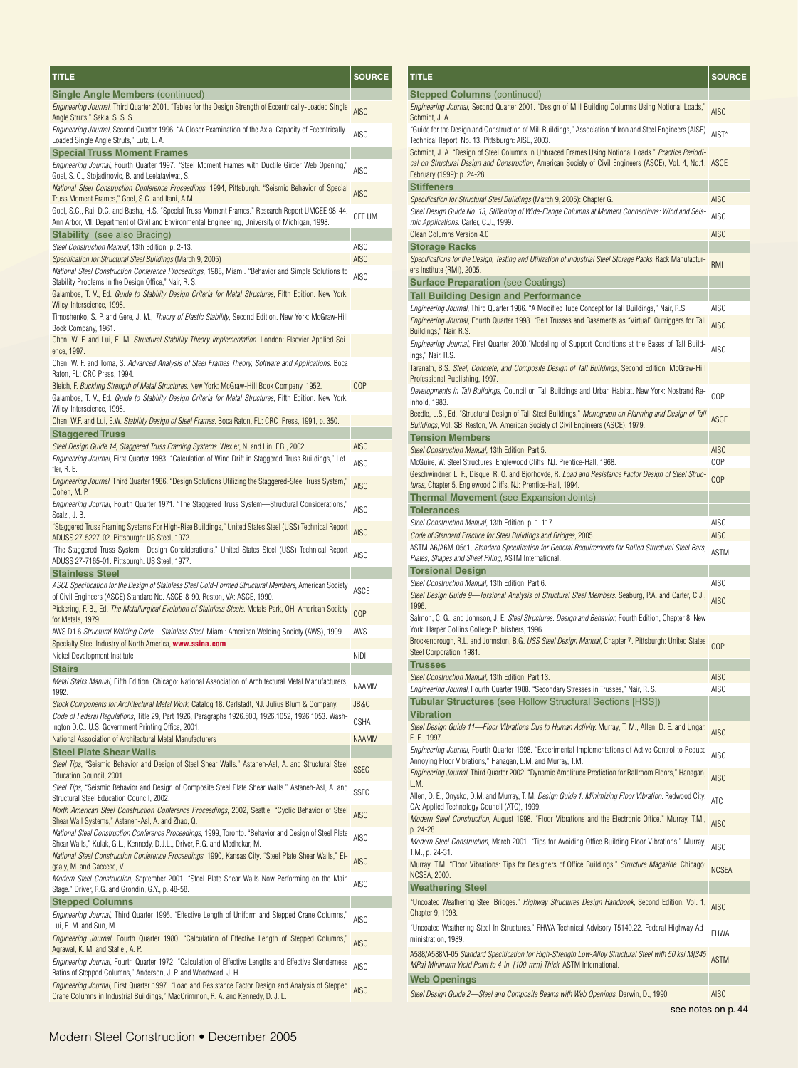| TITLE | SOURCE |
|---|---|
| **Single Angle Members** (continued) | |
| *Engineering Journal*, Third Quarter 2001. "Tables for the Design Strength of Eccentrically-Loaded Single Angle Struts," Sakla, S. S. S. | AISC |
| *Engineering Journal*, Second Quarter 1996. "A Closer Examination of the Axial Capacity of Eccentrically-Loaded Single Angle Struts," Lutz, L. A. | AISC |
| **Special Truss Moment Frames** | |
| *Engineering Journal*, Fourth Quarter 1997. "Steel Moment Frames with Ductile Girder Web Opening," Goel, S. C., Stojadinovic, B. and Leelataviwat, S. | AISC |
| *National Steel Construction Conference Proceedings*, 1994, Pittsburgh. "Seismic Behavior of Special Truss Moment Frames," Goel, S.C. and Itani, A.M. | AISC |
| Goel, S.C., Rai, D.C. and Basha, H.S. "Special Truss Moment Frames." Research Report UMCEE 98-44. Ann Arbor, MI: Department of Civil and Environmental Engineering, University of Michigan, 1998. | CEE UM |
| **Stability** (see also Bracing) | |
| *Steel Construction Manual*, 13th Edition, p. 2-13. | AISC |
| *Specification for Structural Steel Buildings* (March 9, 2005) | AISC |
| *National Steel Construction Conference Proceedings*, 1988, Miami. "Behavior and Simple Solutions to Stability Problems in the Design Office," Nair, R. S. | AISC |
| Galambos, T. V., Ed. *Guide to Stability Design Criteria for Metal Structures*, Fifth Edition. New York: Wiley-Interscience, 1998. | |
| Timoshenko, S. P. and Gere, J. M., *Theory of Elastic Stability*, Second Edition. New York: McGraw-Hill Book Company, 1961. | |
| Chen, W. F. and Lui, E. M. *Structural Stability Theory Implementation*. London: Elsevier Applied Science, 1997. | |
| Chen, W. F. and Toma, S. *Advanced Analysis of Steel Frames Theory, Software and Applications*. Boca Raton, FL: CRC Press, 1994. | |
| Bleich, F. *Buckling Strength of Metal Structures*. New York: McGraw-Hill Book Company, 1952. | OOP |
| Galambos, T. V., Ed. *Guide to Stability Design Criteria for Metal Structures*, Fifth Edition. New York: Wiley-Interscience, 1998. | |
| Chen, W.F. and Lui, E.W. *Stability Design of Steel Frames*. Boca Raton, FL: CRC Press, 1991, p. 350. | |
| **Staggered Truss** | |
| *Steel Design Guide 14, Staggered Truss Framing Systems*. Wexler, N. and Lin, F.B., 2002. | AISC |
| *Engineering Journal*, First Quarter 1983. "Calculation of Wind Drift in Staggered-Truss Buildings," Leffler, R. E. | AISC |
| *Engineering Journal*, Third Quarter 1986. "Design Solutions Utilizing the Staggered-Steel Truss System," Cohen, M. P. | AISC |
| *Engineering Journal*, Fourth Quarter 1971. "The Staggered Truss System—Structural Considerations," Scalzi, J. B. | AISC |
| "Staggered Truss Framing Systems For High-Rise Buildings," United States Steel (USS) Technical Report ADUSS 27-5227-02. Pittsburgh: US Steel, 1972. | AISC |
| "The Staggered Truss System—Design Considerations," United States Steel (USS) Technical Report ADUSS 27-7165-01. Pittsburgh: US Steel, 1977. | AISC |
| **Stainless Steel** | |
| *ASCE Specification for the Design of Stainless Steel Cold-Formed Structural Members*, American Society of Civil Engineers (ASCE) Standard No. ASCE-8-90. Reston, VA: ASCE, 1990. | ASCE |
| Pickering, F. B., Ed. *The Metallurgical Evolution of Stainless Steels*. Metals Park, OH: American Society for Metals, 1979. | OOP |
| AWS D1.6 *Structural Welding Code—Stainless Steel*. Miami: American Welding Society (AWS), 1999. | AWS |
| Specialty Steel Industry of North America, **www.ssina.com** | |
| Nickel Development Institute | NiDI |
| **Stairs** | |
| *Metal Stairs Manual*, Fifth Edition. Chicago: National Association of Architectural Metal Manufacturers, 1992. | NAAMM |
| *Stock Components for Architectural Metal Work*, Catalog 18. Carlstadt, NJ: Julius Blum & Company. | JB&C |
| *Code of Federal Regulations*, Title 29, Part 1926, Paragraphs 1926.500, 1926.1052, 1926.1053. Washington D.C.: U.S. Government Printing Office, 2001. | OSHA |
| National Association of Architectural Metal Manufacturers | NAAMM |
| **Steel Plate Shear Walls** | |
| *Steel Tips*, "Seismic Behavior and Design of Steel Shear Walls." Astaneh-Asl, A. and Structural Steel Education Council, 2001. | SSEC |
| *Steel Tips*, "Seismic Behavior and Design of Composite Steel Plate Shear Walls." Astaneh-Asl, A. and Structural Steel Education Council, 2002. | SSEC |
| *North American Steel Construction Conference Proceedings*, 2002, Seattle. "Cyclic Behavior of Steel Shear Wall Systems," Astaneh-Asl, A. and Zhao, Q. | AISC |
| *National Steel Construction Conference Proceedings*, 1999, Toronto. "Behavior and Design of Steel Plate Shear Walls," Kulak, G.L., Kennedy, D.J.L., Driver, R.G. and Medhekar, M. | AISC |
| *National Steel Construction Conference Proceedings*, 1990, Kansas City. "Steel Plate Shear Walls," Elgaaly, M. and Caccese, V. | AISC |
| *Modern Steel Construction*, September 2001. "Steel Plate Shear Walls Now Performing on the Main Stage." Driver, R.G. and Grondin, G.Y., p. 48-58. | AISC |
| **Stepped Columns** | |
| *Engineering Journal*, Third Quarter 1995. "Effective Length of Uniform and Stepped Crane Columns," Lui, E. M. and Sun, M. | AISC |
| *Engineering Journal*, Fourth Quarter 1980. "Calculation of Effective Length of Stepped Columns," Agrawal, K. M. and Stafiej, A. P. | AISC |
| *Engineering Journal*, Fourth Quarter 1972. "Calculation of Effective Lengths and Effective Slenderness Ratios of Stepped Columns," Anderson, J. P. and Woodward, J. H. | AISC |
| *Engineering Journal*, First Quarter 1997. "Load and Resistance Factor Design and Analysis of Stepped Crane Columns in Industrial Buildings," MacCrimmon, R. A. and Kennedy, D. J. L. | AISC |
| **Stepped Columns** (continued) | |
| *Engineering Journal*, Second Quarter 2001. "Design of Mill Building Columns Using Notional Loads," Schmidt, J. A. | AISC |
| "Guide for the Design and Construction of Mill Buildings," Association of Iron and Steel Engineers (AISE) Technical Report, No. 13. Pittsburgh: AISE, 2003. | AIST* |
| Schmidt, J. A. "Design of Steel Columns in Unbraced Frames Using Notional Loads." *Practice Periodical on Structural Design and Construction*, American Society of Civil Engineers (ASCE), Vol. 4, No.1, February (1999): p. 24-28. | ASCE |
| **Stiffeners** | |
| *Specification for Structural Steel Buildings* (March 9, 2005): Chapter G. | AISC |
| *Steel Design Guide No. 13, Stiffening of Wide-Flange Columns at Moment Connections: Wind and Seismic Applications*. Carter, C.J., 1999. | AISC |
| Clean Columns Version 4.0 | AISC |
| **Storage Racks** | |
| *Specifications for the Design, Testing and Utilization of Industrial Steel Storage Racks*. Rack Manufacturers Institute (RMI), 2005. | RMI |
| **Surface Preparation** (see Coatings) | |
| **Tall Building Design and Performance** | |
| *Engineering Journal*, Third Quarter 1986. "A Modified Tube Concept for Tall Buildings," Nair, R.S. | AISC |
| *Engineering Journal*, Fourth Quarter 1998. "Belt Trusses and Basements as "Virtual" Outriggers for Tall Buildings," Nair, R.S. | AISC |
| *Engineering Journal*, First Quarter 2000."Modeling of Support Conditions at the Bases of Tall Buildings," Nair, R.S. | AISC |
| Taranath, B.S. *Steel, Concrete, and Composite Design of Tall Buildings*, Second Edition. McGraw-Hill Professional Publishing, 1997. | |
| *Developments in Tall Buildings*, Council on Tall Buildings and Urban Habitat. New York: Nostrand Reinhold, 1983. | OOP |
| Beedle, L.S., Ed. "Structural Design of Tall Steel Buildings." *Monograph on Planning and Design of Tall Buildings*, Vol. SB. Reston, VA: American Society of Civil Engineers (ASCE), 1979. | ASCE |
| **Tension Members** | |
| *Steel Construction Manual*, 13th Edition, Part 5. | AISC |
| McGuire, W. Steel Structures. Englewood Cliffs, NJ: Prentice-Hall, 1968. | OOP |
| Geschwindner, L. F., Disque, R. O. and Bjorhovde, R. *Load and Resistance Factor Design of Steel Structures*, Chapter 5. Englewood Cliffs, NJ: Prentice-Hall, 1994. | OOP |
| **Thermal Movement** (see Expansion Joints) | |
| **Tolerances** | |
| *Steel Construction Manual*, 13th Edition, p. 1-117. | AISC |
| *Code of Standard Practice for Steel Buildings and Bridges*, 2005. | AISC |
| ASTM A6/A6M-05e1, *Standard Specification for General Requirements for Rolled Structural Steel Bars, Plates, Shapes and Sheet Piling*, ASTM International. | ASTM |
| **Torsional Design** | |
| *Steel Construction Manual*, 13th Edition, Part 6. | AISC |
| *Steel Design Guide 9—Torsional Analysis of Structural Steel Members*. Seaburg, P.A. and Carter, C.J., 1996. | AISC |
| Salmon, C. G., and Johnson, J. E. *Steel Structures: Design and Behavior*, Fourth Edition, Chapter 8. New York: Harper Collins College Publishers, 1996. | |
| Brockenbrough, R.L. and Johnston, B.G. *USS Steel Design Manual*, Chapter 7. Pittsburgh: United States Steel Corporation, 1981. | OOP |
| **Trusses** | |
| *Steel Construction Manual*, 13th Edition, Part 13. | AISC |
| *Engineering Journal*, Fourth Quarter 1988. "Secondary Stresses in Trusses," Nair, R. S. | AISC |
| **Tubular Structures** (see Hollow Structural Sections [HSS]) | |
| **Vibration** | |
| *Steel Design Guide 11—Floor Vibrations Due to Human Activity*. Murray, T. M., Allen, D. E. and Ungar, E. E., 1997. | AISC |
| *Engineering Journal*, Fourth Quarter 1998. "Experimental Implementations of Active Control to Reduce Annoying Floor Vibrations," Hanagan, L.M. and Murray, T.M. | AISC |
| *Engineering Journal*, Third Quarter 2002. "Dynamic Amplitude Prediction for Ballroom Floors," Hanagan, L.M. | AISC |
| Allen, D. E., Onysko, D.M. and Murray, T. M. *Design Guide 1: Minimizing Floor Vibration*. Redwood City, CA: Applied Technology Council (ATC), 1999. | ATC |
| *Modern Steel Construction*, August 1998. "Floor Vibrations and the Electronic Office." Murray, T.M., p. 24-28. | AISC |
| *Modern Steel Construction*, March 2001. "Tips for Avoiding Office Building Floor Vibrations." Murray, T.M., p. 24-31. | AISC |
| Murray, T.M. "Floor Vibrations: Tips for Designers of Office Buildings." *Structure Magazine*. Chicago: NCSEA, 2000. | NCSEA |
| **Weathering Steel** | |
| "Uncoated Weathering Steel Bridges." *Highway Structures Design Handbook*, Second Edition, Vol. 1, Chapter 9, 1993. | AISC |
| "Uncoated Weathering Steel In Structures." FHWA Technical Advisory T5140.22. Federal Highway Administration, 1989. | FHWA |
| A588/A588M-05 *Standard Specification for High-Strength Low-Alloy Structural Steel with 50 ksi M[345 MPa] Minimum Yield Point to 4-in. [100-mm] Thick*, ASTM International. | ASTM |
| **Web Openings** | |
| *Steel Design Guide 2—Steel and Composite Beams with Web Openings*. Darwin, D., 1990. | AISC |

see notes on p. 44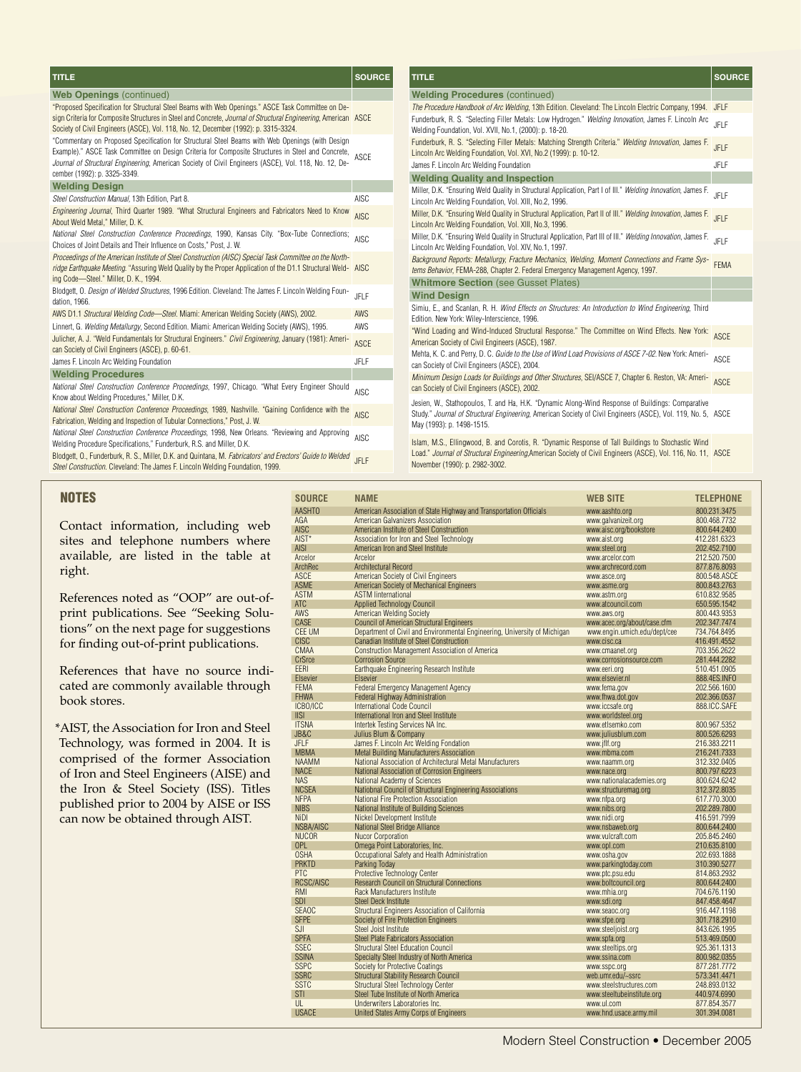| TITLE | SOURCE |
|---|---|
| **Web Openings** (continued) | |
| "Proposed Specification for Structural Steel Beams with Web Openings." ASCE Task Committee on Design Criteria for Composite Structures in Steel and Concrete, *Journal of Structural Engineering*, American Society of Civil Engineers (ASCE), Vol. 118, No. 12, December (1992): p. 3315-3324. | ASCE |
| "Commentary on Proposed Specification for Structural Steel Beams with Web Openings (with Design Example)." ASCE Task Committee on Design Criteria for Composite Structures in Steel and Concrete, *Journal of Structural Engineering*, American Society of Civil Engineers (ASCE), Vol. 118, No. 12, December (1992): p. 3325-3349. | ASCE |
| **Welding Design** | |
| *Steel Construction Manual*, 13th Edition, Part 8. | AISC |
| *Engineering Journal*, Third Quarter 1989. "What Structural Engineers and Fabricators Need to Know About Weld Metal," Miller, D. K. | AISC |
| *National Steel Construction Conference Proceedings*, 1990, Kansas City. "Box-Tube Connections; Choices of Joint Details and Their Influence on Costs," Post, J. W. | AISC |
| *Proceedings of the American Institute of Steel Construction (AISC) Special Task Committee on the Northridge Earthquake Meeting*. "Assuring Weld Quality by the Proper Application of the D1.1 Structural Welding Code—Steel." Miller, D. K., 1994. | AISC |
| Blodgett, O. *Design of Welded Structures*, 1996 Edition. Cleveland: The James F. Lincoln Welding Foundation, 1966. | JFLF |
| AWS D1.1 *Structural Welding Code—Steel*. Miami: American Welding Society (AWS), 2002. | AWS |
| Linnert, G. *Welding Metallurgy*, Second Edition. Miami: American Welding Society (AWS), 1995. | AWS |
| Julicher, A. J. "Weld Fundamentals for Structural Engineers." *Civil Engineering*, January (1981): American Society of Civil Engineers (ASCE), p. 60-61. | ASCE |
| James F. Lincoln Arc Welding Foundation | JFLF |
| **Welding Procedures** | |
| *National Steel Construction Conference Proceedings*, 1997, Chicago. "What Every Engineer Should Know about Welding Procedures," Miller, D.K. | AISC |
| *National Steel Construction Conference Proceedings*, 1989, Nashville. "Gaining Confidence with the Fabrication, Welding and Inspection of Tubular Connections," Post, J. W. | AISC |
| *National Steel Construction Conference Proceedings*, 1998, New Orleans. "Reviewing and Approving Welding Procedure Specifications," Funderburk, R.S. and Miller, D.K. | AISC |
| Blodgett, O., Funderburk, R. S., Miller, D.K. and Quintana, M. *Fabricators' and Erectors' Guide to Welded Steel Construction*. Cleveland: The James F. Lincoln Welding Foundation, 1999. | JFLF |
| **Welding Procedures** (continued) | |
| *The Procedure Handbook of Arc Welding*, 13th Edition. Cleveland: The Lincoln Electric Company, 1994. | JFLF |
| Funderburk, R. S. "Selecting Filler Metals: Low Hydrogen." *Welding Innovation*, James F. Lincoln Arc Welding Foundation, Vol. XVII, No.1, (2000): p. 18-20. | JFLF |
| Funderburk, R. S. "Selecting Filler Metals: Matching Strength Criteria." *Welding Innovation*, James F. Lincoln Arc Welding Foundation, Vol. XVI, No.2 (1999): p. 10-12. | JFLF |
| James F. Lincoln Arc Welding Foundation | JFLF |
| **Welding Quality and Inspection** | |
| Miller, D.K. "Ensuring Weld Quality in Structural Application, Part I of III." *Welding Innovation*, James F. Lincoln Arc Welding Foundation, Vol. XIII, No.2, 1996. | JFLF |
| Miller, D.K. "Ensuring Weld Quality in Structural Application, Part II of III." *Welding Innovation*, James F. Lincoln Arc Welding Foundation, Vol. XIII, No.3, 1996. | JFLF |
| Miller, D.K. "Ensuring Weld Quality in Structural Application, Part III of III." *Welding Innovation*, James F. Lincoln Arc Welding Foundation, Vol. XIV, No.1, 1997. | JFLF |
| *Background Reports: Metallurgy, Fracture Mechanics, Welding, Moment Connections and Frame Systems Behavior*, FEMA-288, Chapter 2. Federal Emergency Management Agency, 1997. | FEMA |
| **Whitmore Section** (see Gusset Plates) | |
| **Wind Design** | |
| Simiu, E., and Scanlan, R. H. *Wind Effects on Structures: An Introduction to Wind Engineering*, Third Edition. New York: Wiley-Interscience, 1996. | |
| "Wind Loading and Wind-Induced Structural Response." The Committee on Wind Effects. New York: American Society of Civil Engineers (ASCE), 1987. | ASCE |
| Mehta, K. C. and Perry, D. C. *Guide to the Use of Wind Load Provisions of ASCE 7-02*. New York: American Society of Civil Engineers (ASCE), 2004. | ASCE |
| *Minimum Design Loads for Buildings and Other Structures*, SEI/ASCE 7, Chapter 6. Reston, VA: American Society of Civil Engineers (ASCE), 2002. | ASCE |
| Jesien, W., Stathopoulos, T. and Ha, H.K. "Dynamic Along-Wind Response of Buildings: Comparative Study." *Journal of Structural Engineering*, American Society of Civil Engineers (ASCE), Vol. 119, No. 5, May (1993): p. 1498-1515. | ASCE |
| Islam, M.S., Ellingwood, B. and Corotis, R. "Dynamic Response of Tall Buildings to Stochastic Wind Load." *Journal of Structural Engineering*, American Society of Civil Engineers (ASCE), Vol. 116, No. 11, November (1990): p. 2982-3002. | ASCE |

## NOTES

Contact information, including web sites and telephone numbers where available, are listed in the table at right.

References noted as "OOP" are out-of-print publications. See "Seeking Solutions" on the next page for suggestions for finding out-of-print publications.

References that have no source indicated are commonly available through book stores.

*AIST, the Association for Iron and Steel Technology, was formed in 2004. It is comprised of the former Association of Iron and Steel Engineers (AISE) and the Iron & Steel Society (ISS). Titles published prior to 2004 by AISE or ISS can now be obtained through AIST.

| SOURCE | NAME | WEB SITE | TELEPHONE |
|---|---|---|---|
| AASHTO | American Association of State Highway and Transportation Officials | www.aashto.org | 800.231.3475 |
| AGA | American Galvanizers Association | www.galvanizeit.org | 800.468.7732 |
| AISC | American Institute of Steel Construction | www.aisc.org/bookstore | 800.644.2400 |
| AIST* | Association for Iron and Steel Technology | www.aist.org | 412.281.6323 |
| AISI | American Iron and Steel Institute | www.steel.org | 202.452.7100 |
| Arcelor | Arcelor | www.arcelor.com | 212.520.7500 |
| ArchRec | Architectural Record | www.archrecord.com | 877.876.8093 |
| ASCE | American Society of Civil Engineers | www.asce.org | 800.548.ASCE |
| ASME | American Society of Mechanical Engineers | www.asme.org | 800.843.2763 |
| ASTM | ASTM International | www.astm.org | 610.832.9585 |
| ATC | Applied Technology Council | www.atcouncil.com | 650.595.1542 |
| AWS | American Welding Society | www.aws.org | 800.443.9353 |
| CASE | Council of American Structural Engineers | www.acec.org/about/case.cfm | 202.347.7474 |
| CEE UM | Department of Civil and Environmental Engineering, University of Michigan | www.engin.umich.edu/dept/cee | 734.764.8495 |
| CISC | Canadian Institute of Steel Construction | www.cisc.ca | 416.491.4552 |
| CMAA | Construction Management Association of America | www.cmaanet.org | 703.356.2622 |
| CrSrce | Corrosion Source | www.corrosionsource.com | 281.444.2282 |
| EERI | Earthquake Engineering Research Institute | www.eeri.org | 510.451.0905 |
| Elsevier | Elsevier | www.elsevier.nl | 888.4ES.INFO |
| FEMA | Federal Emergency Management Agency | www.fema.gov | 202.566.1600 |
| FHWA | Federal Highway Administration | www.fhwa.dot.gov | 202.366.0537 |
| ICBO/ICC | International Code Council | www.iccsafe.org | 888.ICC.SAFE |
| IISI | International Iron and Steel Institute | www.worldsteel.org | |
| ITSNA | Intertek Testing Services NA Inc. | www.etlsemko.com | 800.967.5352 |
| JB&C | Julius Blum & Company | www.juliusblum.com | 800.526.6293 |
| JFLF | James F. Lincoln Arc Welding Fondation | www.jflf.org | 216.383.2211 |
| MBMA | Metal Building Manufacturers Association | www.mbma.com | 216.241.7333 |
| NAAMM | National Association of Architectural Metal Manufacturers | www.naamm.org | 312.332.0405 |
| NACE | National Association of Corrosion Engineers | www.nace.org | 800.797.6223 |
| NAS | National Academy of Sciences | www.nationalacademies.org | 800.624.6242 |
| NCSEA | Natiobnal Council of Structural Engineering Associations | www.structuremag.org | 312.372.8035 |
| NFPA | National Fire Protection Association | www.nfpa.org | 617.770.3000 |
| NIBS | National Institute of Building Sciences | www.nibs.org | 202.289.7800 |
| NiDI | Nickel Development Institute | www.nidi.org | 416.591.7999 |
| NSBA/AISC | National Steel Bridge Alliance | www.nsbaweb.org | 800.644.2400 |
| NUCOR | Nucor Corporation | www.vulcraft.com | 205.845.2460 |
| OPL | Omega Point Laboratories, Inc. | www.opl.com | 210.635.8100 |
| OSHA | Occupational Safety and Health Administration | www.osha.gov | 202.693.1888 |
| PRKTD | Parking Today | www.parkingtoday.com | 310.390.5277 |
| PTC | Protective Technology Center | www.ptc.psu.edu | 814.863.2932 |
| RCSC/AISC | Research Council on Structural Connections | www.boltcouncil.org | 800.644.2400 |
| RMI | Rack Manufacturers Institute | www.mhia.org | 704.676.1190 |
| SDI | Steel Deck Institute | www.sdi.org | 847.458.4647 |
| SEAOC | Structural Engineers Association of California | www.seaoc.org | 916.447.1198 |
| SFPE | Society of Fire Protection Engineers | www.sfpe.org | 301.718.2910 |
| SJI | Steel Joist Institute | www.steeljoist.org | 843.626.1995 |
| SPFA | Steel Plate Fabricators Association | www.spfa.org | 513.469.0500 |
| SSEC | Structural Steel Education Council | www.steeltips.org | 925.361.1313 |
| SSINA | Specialty Steel Industry of North America | www.ssina.com | 800.982.0355 |
| SSPC | Society for Protective Coatings | www.sspc.org | 877.281.7772 |
| SSRC | Structural Stability Research Council | web.umr.edu/~ssrc | 573.341.4471 |
| SSTC | Structural Steel Technology Center | www.steelstructures.com | 248.893.0132 |
| STI | Steel Tube Institute of North America | www.steeltubeinstitute.org | 440.974.6990 |
| UL | Underwriters Laboratories Inc. | www.ul.com | 877.854.3577 |
| USACE | United States Army Corps of Engineers | www.hnd.usace.army.mil | 301.394.0081 |